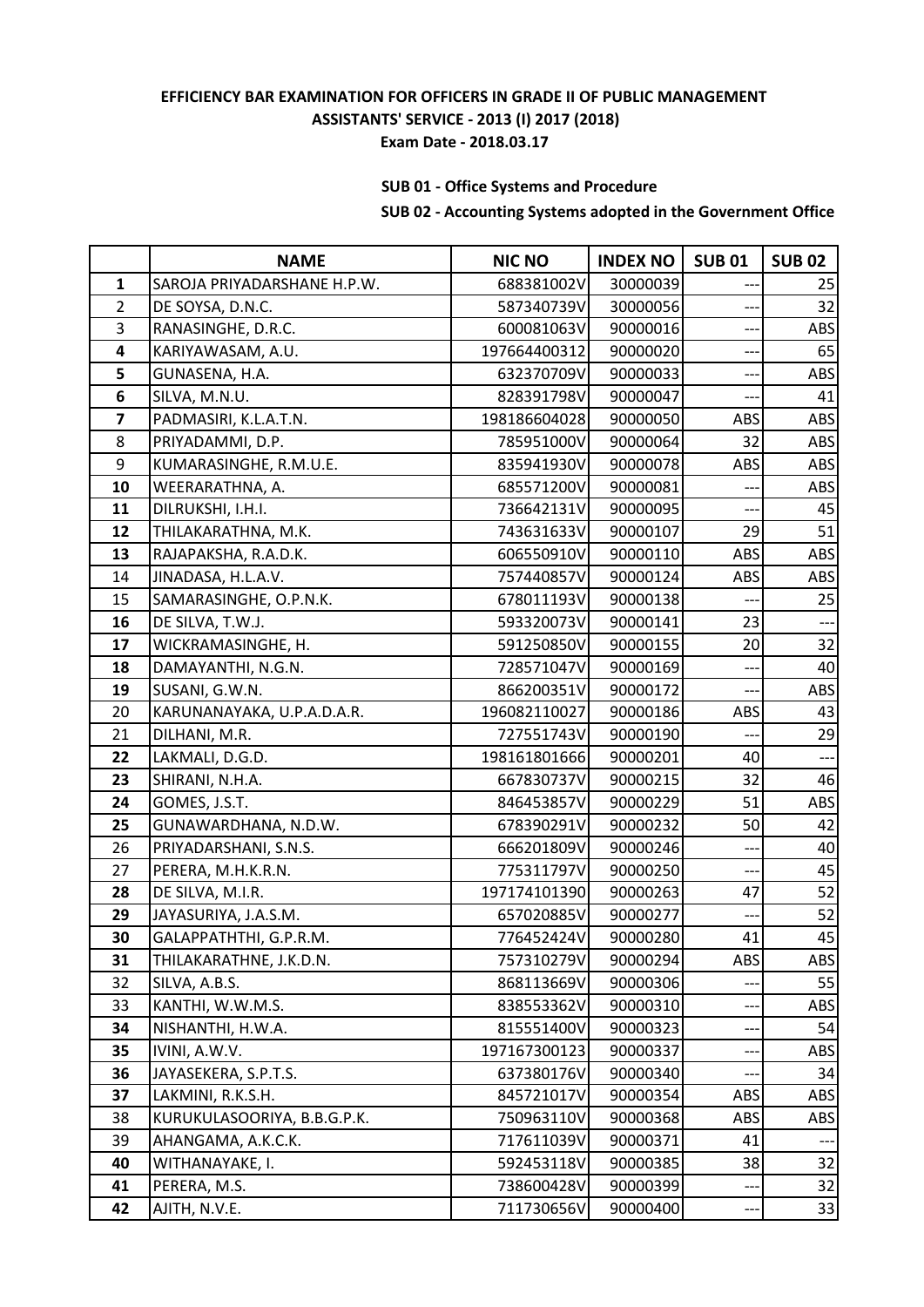**EFFICIENCY BAR EXAMINATION FOR OFFICERS IN GRADE II OF PUBLIC MANAGEMENT ASSISTANTS' SERVICE - 2013 (I) 2017 (2018)**

**Exam Date - 2018.03.17**

**SUB 01 - Office Systems and Procedure**

**SUB 02 - Accounting Systems adopted in the Government Office**

| | NAME | NIC NO | INDEX NO | SUB 01 | SUB 02 |
|---|---|---|---|---|---|
| 1 | SAROJA PRIYADARSHANE H.P.W. | 688381002V | 30000039 | --- | 25 |
| 2 | DE SOYSA, D.N.C. | 587340739V | 30000056 | --- | 32 |
| 3 | RANASINGHE, D.R.C. | 600081063V | 90000016 | --- | ABS |
| 4 | KARIYAWASAM, A.U. | 197664400312 | 90000020 | --- | 65 |
| 5 | GUNASENA, H.A. | 632370709V | 90000033 | --- | ABS |
| 6 | SILVA, M.N.U. | 828391798V | 90000047 | --- | 41 |
| 7 | PADMASIRI, K.L.A.T.N. | 198186604028 | 90000050 | ABS | ABS |
| 8 | PRIYADAMMI, D.P. | 785951000V | 90000064 | 32 | ABS |
| 9 | KUMARASINGHE, R.M.U.E. | 835941930V | 90000078 | ABS | ABS |
| 10 | WEERARATHNA, A. | 685571200V | 90000081 | --- | ABS |
| 11 | DILRUKSHI, I.H.I. | 736642131V | 90000095 | --- | 45 |
| 12 | THILAKARATHNA, M.K. | 743631633V | 90000107 | 29 | 51 |
| 13 | RAJAPAKSHA, R.A.D.K. | 606550910V | 90000110 | ABS | ABS |
| 14 | JINADASA, H.L.A.V. | 757440857V | 90000124 | ABS | ABS |
| 15 | SAMARASINGHE, O.P.N.K. | 678011193V | 90000138 | --- | 25 |
| 16 | DE SILVA, T.W.J. | 593320073V | 90000141 | 23 | --- |
| 17 | WICKRAMASINGHE, H. | 591250850V | 90000155 | 20 | 32 |
| 18 | DAMAYANTHI, N.G.N. | 728571047V | 90000169 | --- | 40 |
| 19 | SUSANI, G.W.N. | 866200351V | 90000172 | --- | ABS |
| 20 | KARUNANAYAKA, U.P.A.D.A.R. | 196082110027 | 90000186 | ABS | 43 |
| 21 | DILHANI, M.R. | 727551743V | 90000190 | --- | 29 |
| 22 | LAKMALI, D.G.D. | 198161801666 | 90000201 | 40 | --- |
| 23 | SHIRANI, N.H.A. | 667830737V | 90000215 | 32 | 46 |
| 24 | GOMES, J.S.T. | 846453857V | 90000229 | 51 | ABS |
| 25 | GUNAWARDHANA, N.D.W. | 678390291V | 90000232 | 50 | 42 |
| 26 | PRIYADARSHANI, S.N.S. | 666201809V | 90000246 | --- | 40 |
| 27 | PERERA, M.H.K.R.N. | 775311797V | 90000250 | --- | 45 |
| 28 | DE SILVA, M.I.R. | 197174101390 | 90000263 | 47 | 52 |
| 29 | JAYASURIYA, J.A.S.M. | 657020885V | 90000277 | --- | 52 |
| 30 | GALAPPATHTHI, G.P.R.M. | 776452424V | 90000280 | 41 | 45 |
| 31 | THILAKARATHNE, J.K.D.N. | 757310279V | 90000294 | ABS | ABS |
| 32 | SILVA, A.B.S. | 868113669V | 90000306 | --- | 55 |
| 33 | KANTHI, W.W.M.S. | 838553362V | 90000310 | --- | ABS |
| 34 | NISHANTHI, H.W.A. | 815551400V | 90000323 | --- | 54 |
| 35 | IVINI, A.W.V. | 197167300123 | 90000337 | --- | ABS |
| 36 | JAYASEKERA, S.P.T.S. | 637380176V | 90000340 | --- | 34 |
| 37 | LAKMINI, R.K.S.H. | 845721017V | 90000354 | ABS | ABS |
| 38 | KURUKULASOORIYA, B.B.G.P.K. | 750963110V | 90000368 | ABS | ABS |
| 39 | AHANGAMA, A.K.C.K. | 717611039V | 90000371 | 41 | --- |
| 40 | WITHANAYAKE, I. | 592453118V | 90000385 | 38 | 32 |
| 41 | PERERA, M.S. | 738600428V | 90000399 | --- | 32 |
| 42 | AJITH, N.V.E. | 711730656V | 90000400 | --- | 33 |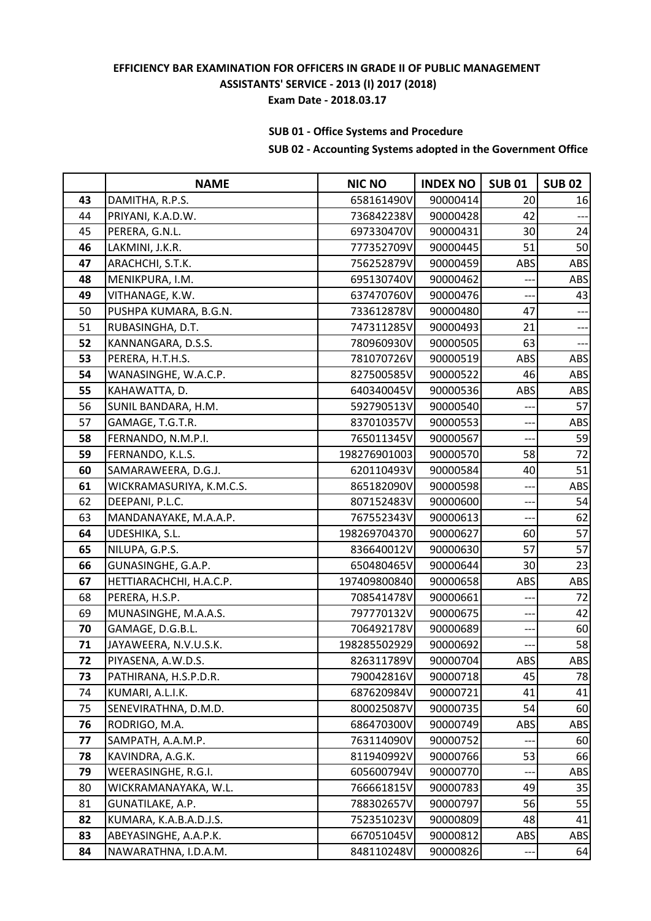**EFFICIENCY BAR EXAMINATION FOR OFFICERS IN GRADE II OF PUBLIC MANAGEMENT ASSISTANTS' SERVICE - 2013 (I) 2017 (2018)**

**Exam Date - 2018.03.17**

**SUB 01 - Office Systems and Procedure**

**SUB 02 - Accounting Systems adopted in the Government Office**

| | NAME | NIC NO | INDEX NO | SUB 01 | SUB 02 |
|---|---|---|---|---|---|
| **43** | DAMITHA, R.P.S. | 658161490V | 90000414 | 20 | 16 |
| 44 | PRIYANI, K.A.D.W. | 736842238V | 90000428 | 42 | --- |
| 45 | PERERA, G.N.L. | 697330470V | 90000431 | 30 | 24 |
| **46** | LAKMINI, J.K.R. | 777352709V | 90000445 | 51 | 50 |
| **47** | ARACHCHI, S.T.K. | 756252879V | 90000459 | ABS | ABS |
| **48** | MENIKPURA, I.M. | 695130740V | 90000462 | --- | ABS |
| **49** | VITHANAGE, K.W. | 637470760V | 90000476 | --- | 43 |
| 50 | PUSHPA KUMARA, B.G.N. | 733612878V | 90000480 | 47 | --- |
| 51 | RUBASINGHA, D.T. | 747311285V | 90000493 | 21 | --- |
| **52** | KANNANGARA, D.S.S. | 780960930V | 90000505 | 63 | --- |
| **53** | PERERA, H.T.H.S. | 781070726V | 90000519 | ABS | ABS |
| **54** | WANASINGHE, W.A.C.P. | 827500585V | 90000522 | 46 | ABS |
| **55** | KAHAWATTA, D. | 640340045V | 90000536 | ABS | ABS |
| 56 | SUNIL BANDARA, H.M. | 592790513V | 90000540 | --- | 57 |
| **57** | GAMAGE, T.G.T.R. | 837010357V | 90000553 | --- | ABS |
| **58** | FERNANDO, N.M.P.I. | 765011345V | 90000567 | --- | 59 |
| **59** | FERNANDO, K.L.S. | 198276901003 | 90000570 | 58 | 72 |
| **60** | SAMARAWEERA, D.G.J. | 620110493V | 90000584 | 40 | 51 |
| **61** | WICKRAMASURIYA, K.M.C.S. | 865182090V | 90000598 | --- | ABS |
| 62 | DEEPANI, P.L.C. | 807152483V | 90000600 | --- | 54 |
| 63 | MANDANAYAKE, M.A.A.P. | 767552343V | 90000613 | --- | 62 |
| **64** | UDESHIKA, S.L. | 198269704370 | 90000627 | 60 | 57 |
| **65** | NILUPA, G.P.S. | 836640012V | 90000630 | 57 | 57 |
| **66** | GUNASINGHE, G.A.P. | 650480465V | 90000644 | 30 | 23 |
| **67** | HETTIARACHCHI, H.A.C.P. | 197409800840 | 90000658 | ABS | ABS |
| 68 | PERERA, H.S.P. | 708541478V | 90000661 | --- | 72 |
| 69 | MUNASINGHE, M.A.A.S. | 797770132V | 90000675 | --- | 42 |
| **70** | GAMAGE, D.G.B.L. | 706492178V | 90000689 | --- | 60 |
| **71** | JAYAWEERA, N.V.U.S.K. | 198285502929 | 90000692 | --- | 58 |
| **72** | PIYASENA, A.W.D.S. | 826311789V | 90000704 | ABS | ABS |
| **73** | PATHIRANA, H.S.P.D.R. | 790042816V | 90000718 | 45 | 78 |
| 74 | KUMARI, A.L.I.K. | 687620984V | 90000721 | 41 | 41 |
| 75 | SENEVIRATHNA, D.M.D. | 800025087V | 90000735 | 54 | 60 |
| **76** | RODRIGO, M.A. | 686470300V | 90000749 | ABS | ABS |
| **77** | SAMPATH, A.A.M.P. | 763114090V | 90000752 | --- | 60 |
| **78** | KAVINDRA, A.G.K. | 811940992V | 90000766 | 53 | 66 |
| **79** | WEERASINGHE, R.G.I. | 605600794V | 90000770 | --- | ABS |
| 80 | WICKRAMANAYAKA, W.L. | 766661815V | 90000783 | 49 | 35 |
| 81 | GUNATILAKE, A.P. | 788302657V | 90000797 | 56 | 55 |
| **82** | KUMARA, K.A.B.A.D.J.S. | 752351023V | 90000809 | 48 | 41 |
| **83** | ABEYASINGHE, A.A.P.K. | 667051045V | 90000812 | ABS | ABS |
| **84** | NAWARATHNA, I.D.A.M. | 848110248V | 90000826 | --- | 64 |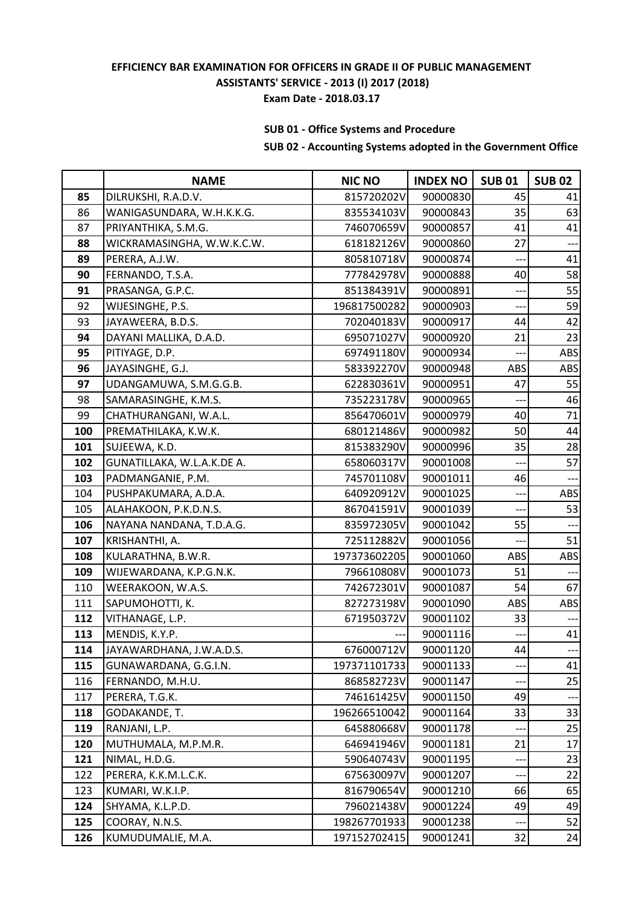**EFFICIENCY BAR EXAMINATION FOR OFFICERS IN GRADE II OF PUBLIC MANAGEMENT ASSISTANTS' SERVICE - 2013 (I) 2017 (2018)**
**Exam Date - 2018.03.17**

**SUB 01 - Office Systems and Procedure**
**SUB 02 - Accounting Systems adopted in the Government Office**

| | NAME | NIC NO | INDEX NO | SUB 01 | SUB 02 |
|---|---|---|---|---|---|
| **85** | DILRUKSHI, R.A.D.V. | 815720202V | 90000830 | 45 | 41 |
| 86 | WANIGASUNDARA, W.H.K.K.G. | 835534103V | 90000843 | 35 | 63 |
| 87 | PRIYANTHIKA, S.M.G. | 746070659V | 90000857 | 41 | 41 |
| **88** | WICKRAMASINGHA, W.W.K.C.W. | 618182126V | 90000860 | 27 | --- |
| **89** | PERERA, A.J.W. | 805810718V | 90000874 | --- | 41 |
| **90** | FERNANDO, T.S.A. | 777842978V | 90000888 | 40 | 58 |
| **91** | PRASANGA, G.P.C. | 851384391V | 90000891 | --- | 55 |
| 92 | WIJESINGHE, P.S. | 196817500282 | 90000903 | --- | 59 |
| 93 | JAYAWEERA, B.D.S. | 702040183V | 90000917 | 44 | 42 |
| **94** | DAYANI MALLIKA, D.A.D. | 695071027V | 90000920 | 21 | 23 |
| **95** | PITIYAGE, D.P. | 697491180V | 90000934 | --- | ABS |
| **96** | JAYASINGHE, G.J. | 583392270V | 90000948 | ABS | ABS |
| **97** | UDANGAMUWA, S.M.G.G.B. | 622830361V | 90000951 | 47 | 55 |
| 98 | SAMARASINGHE, K.M.S. | 735223178V | 90000965 | --- | 46 |
| 99 | CHATHURANGANI, W.A.L. | 856470601V | 90000979 | 40 | 71 |
| **100** | PREMATHILAKA, K.W.K. | 680121486V | 90000982 | 50 | 44 |
| **101** | SUJEEWA, K.D. | 815383290V | 90000996 | 35 | 28 |
| **102** | GUNATILLAKA, W.L.A.K.DE A. | 658060317V | 90001008 | --- | 57 |
| **103** | PADMANGANIE, P.M. | 745701108V | 90001011 | 46 | --- |
| 104 | PUSHPAKUMARA, A.D.A. | 640920912V | 90001025 | --- | ABS |
| 105 | ALAHAKOON, P.K.D.N.S. | 867041591V | 90001039 | --- | 53 |
| **106** | NAYANA NANDANA, T.D.A.G. | 835972305V | 90001042 | 55 | --- |
| **107** | KRISHANTHI, A. | 725112882V | 90001056 | --- | 51 |
| **108** | KULARATHNA, B.W.R. | 197373602205 | 90001060 | ABS | ABS |
| **109** | WIJEWARDANA, K.P.G.N.K. | 796610808V | 90001073 | 51 | --- |
| 110 | WEERAKOON, W.A.S. | 742672301V | 90001087 | 54 | 67 |
| 111 | SAPUMOHOTTI, K. | 827273198V | 90001090 | ABS | ABS |
| **112** | VITHANAGE, L.P. | 671950372V | 90001102 | 33 | --- |
| **113** | MENDIS, K.Y.P. | --- | 90001116 | --- | 41 |
| **114** | JAYAWARDHANA, J.W.A.D.S. | 676000712V | 90001120 | 44 | --- |
| **115** | GUNAWARDANA, G.G.I.N. | 197371101733 | 90001133 | --- | 41 |
| 116 | FERNANDO, M.H.U. | 868582723V | 90001147 | --- | 25 |
| 117 | PERERA, T.G.K. | 746161425V | 90001150 | 49 | --- |
| **118** | GODAKANDE, T. | 196266510042 | 90001164 | 33 | 33 |
| **119** | RANJANI, L.P. | 645880668V | 90001178 | --- | 25 |
| **120** | MUTHUMALA, M.P.M.R. | 646941946V | 90001181 | 21 | 17 |
| **121** | NIMAL, H.D.G. | 590640743V | 90001195 | --- | 23 |
| 122 | PERERA, K.K.M.L.C.K. | 675630097V | 90001207 | --- | 22 |
| 123 | KUMARI, W.K.I.P. | 816790654V | 90001210 | 66 | 65 |
| **124** | SHYAMA, K.L.P.D. | 796021438V | 90001224 | 49 | 49 |
| **125** | COORAY, N.N.S. | 198267701933 | 90001238 | --- | 52 |
| **126** | KUMUDUMALIE, M.A. | 197152702415 | 90001241 | 32 | 24 |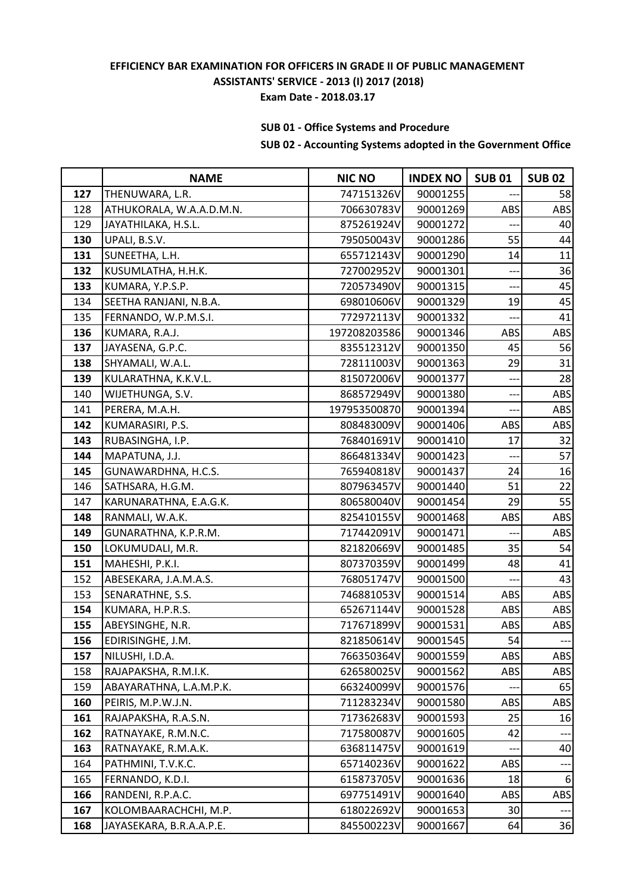**EFFICIENCY BAR EXAMINATION FOR OFFICERS IN GRADE II OF PUBLIC MANAGEMENT ASSISTANTS' SERVICE - 2013 (I) 2017 (2018)**
**Exam Date - 2018.03.17**

**SUB 01 - Office Systems and Procedure**
**SUB 02 - Accounting Systems adopted in the Government Office**

| | NAME | NIC NO | INDEX NO | SUB 01 | SUB 02 |
|---|---|---|---|---|---|
| **127** | THENUWARA, L.R. | 747151326V | 90001255 | --- | 58 |
| 128 | ATHUKORALA, W.A.A.D.M.N. | 706630783V | 90001269 | ABS | ABS |
| 129 | JAYATHILAKA, H.S.L. | 875261924V | 90001272 | --- | 40 |
| **130** | UPALI, B.S.V. | 795050043V | 90001286 | 55 | 44 |
| **131** | SUNEETHA, L.H. | 655712143V | 90001290 | 14 | 11 |
| **132** | KUSUMLATHA, H.H.K. | 727002952V | 90001301 | --- | 36 |
| **133** | KUMARA, Y.P.S.P. | 720573490V | 90001315 | --- | 45 |
| 134 | SEETHA RANJANI, N.B.A. | 698010606V | 90001329 | 19 | 45 |
| 135 | FERNANDO, W.P.M.S.I. | 772972113V | 90001332 | --- | 41 |
| **136** | KUMARA, R.A.J. | 197208203586 | 90001346 | ABS | ABS |
| **137** | JAYASENA, G.P.C. | 835512312V | 90001350 | 45 | 56 |
| **138** | SHYAMALI, W.A.L. | 728111003V | 90001363 | 29 | 31 |
| **139** | KULARATHNA, K.K.V.L. | 815072006V | 90001377 | --- | 28 |
| 140 | WIJETHUNGA, S.V. | 868572949V | 90001380 | --- | ABS |
| 141 | PERERA, M.A.H. | 197953500870 | 90001394 | --- | ABS |
| **142** | KUMARASIRI, P.S. | 808483009V | 90001406 | ABS | ABS |
| **143** | RUBASINGHA, I.P. | 768401691V | 90001410 | 17 | 32 |
| **144** | MAPATUNA, J.J. | 866481334V | 90001423 | --- | 57 |
| **145** | GUNAWARDHNA, H.C.S. | 765940818V | 90001437 | 24 | 16 |
| 146 | SATHSARA, H.G.M. | 807963457V | 90001440 | 51 | 22 |
| 147 | KARUNARATHNA, E.A.G.K. | 806580040V | 90001454 | 29 | 55 |
| **148** | RANMALI, W.A.K. | 825410155V | 90001468 | ABS | ABS |
| **149** | GUNARATHNA, K.P.R.M. | 717442091V | 90001471 | --- | ABS |
| **150** | LOKUMUDALI, M.R. | 821820669V | 90001485 | 35 | 54 |
| **151** | MAHESHI, P.K.I. | 807370359V | 90001499 | 48 | 41 |
| 152 | ABESEKARA, J.A.M.A.S. | 768051747V | 90001500 | --- | 43 |
| 153 | SENARATHNE, S.S. | 746881053V | 90001514 | ABS | ABS |
| **154** | KUMARA, H.P.R.S. | 652671144V | 90001528 | ABS | ABS |
| **155** | ABEYSINGHE, N.R. | 717671899V | 90001531 | ABS | ABS |
| **156** | EDIRISINGHE, J.M. | 821850614V | 90001545 | 54 | --- |
| **157** | NILUSHI, I.D.A. | 766350364V | 90001559 | ABS | ABS |
| 158 | RAJAPAKSHA, R.M.I.K. | 626580025V | 90001562 | ABS | ABS |
| 159 | ABAYARATHNA, L.A.M.P.K. | 663240099V | 90001576 | --- | 65 |
| **160** | PEIRIS, M.P.W.J.N. | 711283234V | 90001580 | ABS | ABS |
| **161** | RAJAPAKSHA, R.A.S.N. | 717362683V | 90001593 | 25 | 16 |
| **162** | RATNAYAKE, R.M.N.C. | 717580087V | 90001605 | 42 | --- |
| **163** | RATNAYAKE, R.M.A.K. | 636811475V | 90001619 | --- | 40 |
| 164 | PATHMINI, T.V.K.C. | 657140236V | 90001622 | ABS | --- |
| 165 | FERNANDO, K.D.I. | 615873705V | 90001636 | 18 | 6 |
| **166** | RANDENI, R.P.A.C. | 697751491V | 90001640 | ABS | ABS |
| **167** | KOLOMBAARACHCHI, M.P. | 618022692V | 90001653 | 30 | --- |
| **168** | JAYASEKARA, B.R.A.A.P.E. | 845500223V | 90001667 | 64 | 36 |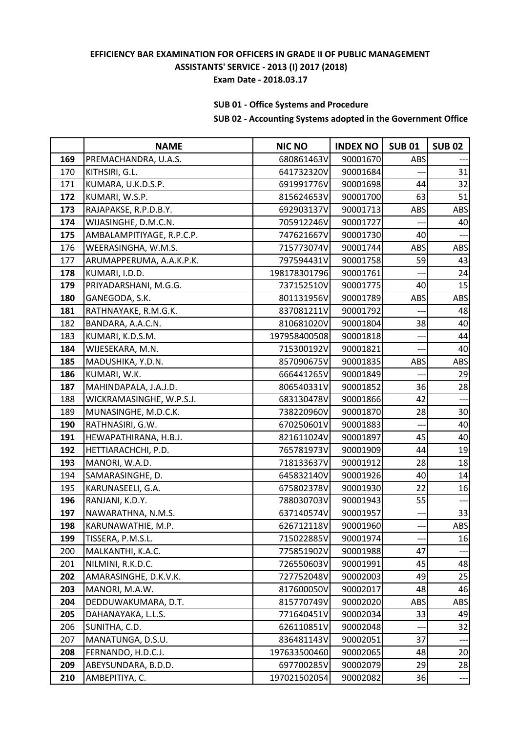**EFFICIENCY BAR EXAMINATION FOR OFFICERS IN GRADE II OF PUBLIC MANAGEMENT ASSISTANTS' SERVICE - 2013 (I) 2017 (2018)**

**Exam Date - 2018.03.17**

**SUB 01 - Office Systems and Procedure**

**SUB 02 - Accounting Systems adopted in the Government Office**

| | NAME | NIC NO | INDEX NO | SUB 01 | SUB 02 |
|---|---|---|---|---|---|
| 169 | PREMACHANDRA, U.A.S. | 680861463V | 90001670 | ABS | --- |
| 170 | KITHSIRI, G.L. | 641732320V | 90001684 | --- | 31 |
| 171 | KUMARA, U.K.D.S.P. | 691991776V | 90001698 | 44 | 32 |
| 172 | KUMARI, W.S.P. | 815624653V | 90001700 | 63 | 51 |
| 173 | RAJAPAKSE, R.P.D.B.Y. | 692903137V | 90001713 | ABS | ABS |
| 174 | WIJASINGHE, D.M.C.N. | 705912246V | 90001727 | --- | 40 |
| 175 | AMBALAMPITIYAGE, R.P.C.P. | 747621667V | 90001730 | 40 | --- |
| 176 | WEERASINGHA, W.M.S. | 715773074V | 90001744 | ABS | ABS |
| 177 | ARUMAPPERUMA, A.A.K.P.K. | 797594431V | 90001758 | 59 | 43 |
| 178 | KUMARI, I.D.D. | 198178301796 | 90001761 | --- | 24 |
| 179 | PRIYADARSHANI, M.G.G. | 737152510V | 90001775 | 40 | 15 |
| 180 | GANEGODA, S.K. | 801131956V | 90001789 | ABS | ABS |
| 181 | RATHNAYAKE, R.M.G.K. | 837081211V | 90001792 | --- | 48 |
| 182 | BANDARA, A.A.C.N. | 810681020V | 90001804 | 38 | 40 |
| 183 | KUMARI, K.D.S.M. | 197958400508 | 90001818 | --- | 44 |
| 184 | WIJESEKARA, M.N. | 715300192V | 90001821 | --- | 40 |
| 185 | MADUSHIKA, Y.D.N. | 857090675V | 90001835 | ABS | ABS |
| 186 | KUMARI, W.K. | 666441265V | 90001849 | --- | 29 |
| 187 | MAHINDAPALA, J.A.J.D. | 806540331V | 90001852 | 36 | 28 |
| 188 | WICKRAMASINGHE, W.P.S.J. | 683130478V | 90001866 | 42 | --- |
| 189 | MUNASINGHE, M.D.C.K. | 738220960V | 90001870 | 28 | 30 |
| 190 | RATHNASIRI, G.W. | 670250601V | 90001883 | --- | 40 |
| 191 | HEWAPATHIRANA, H.B.J. | 821611024V | 90001897 | 45 | 40 |
| 192 | HETTIARACHCHI, P.D. | 765781973V | 90001909 | 44 | 19 |
| 193 | MANORI, W.A.D. | 718133637V | 90001912 | 28 | 18 |
| 194 | SAMARASINGHE, D. | 645832140V | 90001926 | 40 | 14 |
| 195 | KARUNASEELI, G.A. | 675802378V | 90001930 | 22 | 16 |
| 196 | RANJANI, K.D.Y. | 788030703V | 90001943 | 55 | --- |
| 197 | NAWARATHNA, N.M.S. | 637140574V | 90001957 | --- | 33 |
| 198 | KARUNAWATHIE, M.P. | 626712118V | 90001960 | --- | ABS |
| 199 | TISSERA, P.M.S.L. | 715022885V | 90001974 | --- | 16 |
| 200 | MALKANTHI, K.A.C. | 775851902V | 90001988 | 47 | --- |
| 201 | NILMINI, R.K.D.C. | 726550603V | 90001991 | 45 | 48 |
| 202 | AMARASINGHE, D.K.V.K. | 727752048V | 90002003 | 49 | 25 |
| 203 | MANORI, M.A.W. | 817600050V | 90002017 | 48 | 46 |
| 204 | DEDDUWAKUMARA, D.T. | 815770749V | 90002020 | ABS | ABS |
| 205 | DAHANAYAKA, L.L.S. | 771640451V | 90002034 | 33 | 49 |
| 206 | SUNITHA, C.D. | 626110851V | 90002048 | --- | 32 |
| 207 | MANATUNGA, D.S.U. | 836481143V | 90002051 | 37 | --- |
| 208 | FERNANDO, H.D.C.J. | 197633500460 | 90002065 | 48 | 20 |
| 209 | ABEYSUNDARA, B.D.D. | 697700285V | 90002079 | 29 | 28 |
| 210 | AMBEPITIYA, C. | 197021502054 | 90002082 | 36 | --- |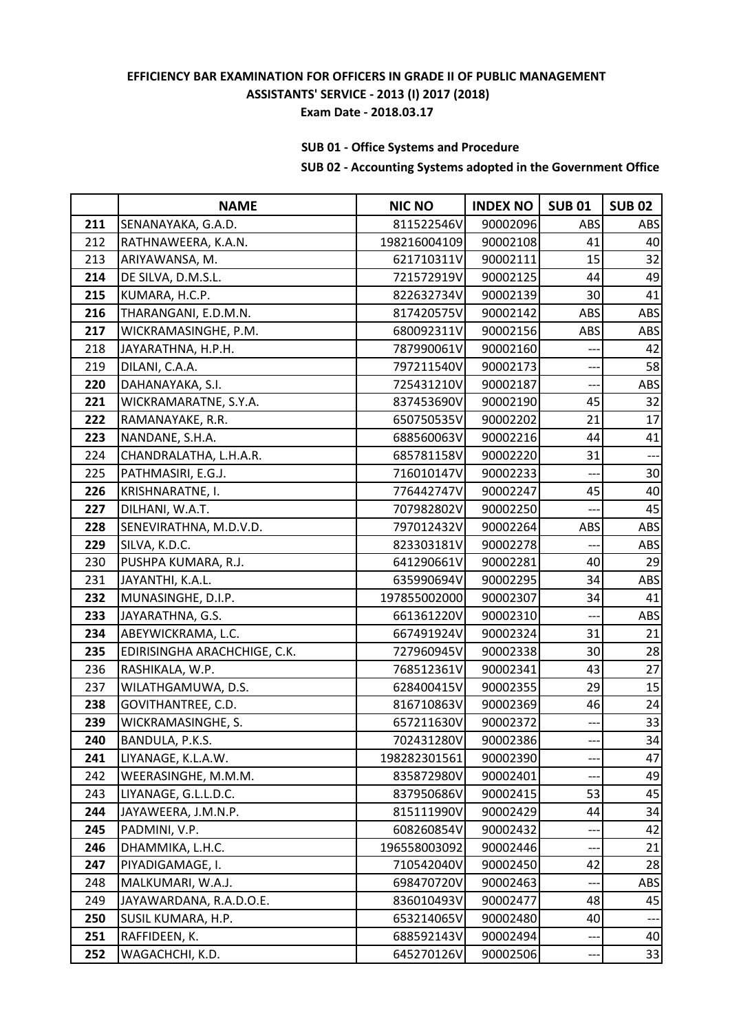**EFFICIENCY BAR EXAMINATION FOR OFFICERS IN GRADE II OF PUBLIC MANAGEMENT ASSISTANTS' SERVICE - 2013 (I) 2017 (2018)**

**Exam Date - 2018.03.17**

**SUB 01 - Office Systems and Procedure**

**SUB 02 - Accounting Systems adopted in the Government Office**

| | NAME | NIC NO | INDEX NO | SUB 01 | SUB 02 |
|---|---|---|---|---|---|
| 211 | SENANAYAKA, G.A.D. | 811522546V | 90002096 | ABS | ABS |
| 212 | RATHNAWEERA, K.A.N. | 198216004109 | 90002108 | 41 | 40 |
| 213 | ARIYAWANSA, M. | 621710311V | 90002111 | 15 | 32 |
| 214 | DE SILVA, D.M.S.L. | 721572919V | 90002125 | 44 | 49 |
| 215 | KUMARA, H.C.P. | 822632734V | 90002139 | 30 | 41 |
| 216 | THARANGANI, E.D.M.N. | 817420575V | 90002142 | ABS | ABS |
| 217 | WICKRAMASINGHE, P.M. | 680092311V | 90002156 | ABS | ABS |
| 218 | JAYARATHNA, H.P.H. | 787990061V | 90002160 | --- | 42 |
| 219 | DILANI, C.A.A. | 797211540V | 90002173 | --- | 58 |
| 220 | DAHANAYAKA, S.I. | 725431210V | 90002187 | --- | ABS |
| 221 | WICKRAMARATNE, S.Y.A. | 837453690V | 90002190 | 45 | 32 |
| 222 | RAMANAYAKE, R.R. | 650750535V | 90002202 | 21 | 17 |
| 223 | NANDANE, S.H.A. | 688560063V | 90002216 | 44 | 41 |
| 224 | CHANDRALATHA, L.H.A.R. | 685781158V | 90002220 | 31 | --- |
| 225 | PATHMASIRI, E.G.J. | 716010147V | 90002233 | --- | 30 |
| 226 | KRISHNARATNE, I. | 776442747V | 90002247 | 45 | 40 |
| 227 | DILHANI, W.A.T. | 707982802V | 90002250 | --- | 45 |
| 228 | SENEVIRATHNA, M.D.V.D. | 797012432V | 90002264 | ABS | ABS |
| 229 | SILVA, K.D.C. | 823303181V | 90002278 | --- | ABS |
| 230 | PUSHPA KUMARA, R.J. | 641290661V | 90002281 | 40 | 29 |
| 231 | JAYANTHI, K.A.L. | 635990694V | 90002295 | 34 | ABS |
| 232 | MUNASINGHE, D.I.P. | 197855002000 | 90002307 | 34 | 41 |
| 233 | JAYARATHNA, G.S. | 661361220V | 90002310 | --- | ABS |
| 234 | ABEYWICKRAMA, L.C. | 667491924V | 90002324 | 31 | 21 |
| 235 | EDIRISINGHA ARACHCHIGE, C.K. | 727960945V | 90002338 | 30 | 28 |
| 236 | RASHIKALA, W.P. | 768512361V | 90002341 | 43 | 27 |
| 237 | WILATHGAMUWA, D.S. | 628400415V | 90002355 | 29 | 15 |
| 238 | GOVITHANTREE, C.D. | 816710863V | 90002369 | 46 | 24 |
| 239 | WICKRAMASINGHE, S. | 657211630V | 90002372 | --- | 33 |
| 240 | BANDULA, P.K.S. | 702431280V | 90002386 | --- | 34 |
| 241 | LIYANAGE, K.L.A.W. | 198282301561 | 90002390 | --- | 47 |
| 242 | WEERASINGHE, M.M.M. | 835872980V | 90002401 | --- | 49 |
| 243 | LIYANAGE, G.L.L.D.C. | 837950686V | 90002415 | 53 | 45 |
| 244 | JAYAWEERA, J.M.N.P. | 815111990V | 90002429 | 44 | 34 |
| 245 | PADMINI, V.P. | 608260854V | 90002432 | --- | 42 |
| 246 | DHAMMIKA, L.H.C. | 196558003092 | 90002446 | --- | 21 |
| 247 | PIYADIGAMAGE, I. | 710542040V | 90002450 | 42 | 28 |
| 248 | MALKUMARI, W.A.J. | 698470720V | 90002463 | --- | ABS |
| 249 | JAYAWARDANA, R.A.D.O.E. | 836010493V | 90002477 | 48 | 45 |
| 250 | SUSIL KUMARA, H.P. | 653214065V | 90002480 | 40 | --- |
| 251 | RAFFIDEEN, K. | 688592143V | 90002494 | --- | 40 |
| 252 | WAGACHCHI, K.D. | 645270126V | 90002506 | --- | 33 |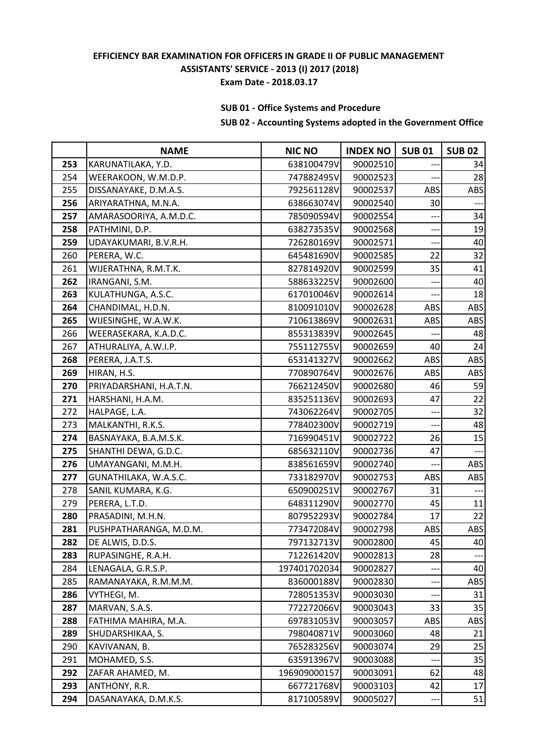**EFFICIENCY BAR EXAMINATION FOR OFFICERS IN GRADE II OF PUBLIC MANAGEMENT ASSISTANTS' SERVICE - 2013 (I) 2017 (2018)**

**Exam Date - 2018.03.17**

**SUB 01 - Office Systems and Procedure**

**SUB 02 - Accounting Systems adopted in the Government Office**

| | NAME | NIC NO | INDEX NO | SUB 01 | SUB 02 |
|---|---|---|---|---|---|
| **253** | KARUNATILAKA, Y.D. | 638100479V | 90002510 | --- | 34 |
| 254 | WEERAKOON, W.M.D.P. | 747882495V | 90002523 | --- | 28 |
| 255 | DISSANAYAKE, D.M.A.S. | 792561128V | 90002537 | ABS | ABS |
| **256** | ARIYARATHNA, M.N.A. | 638663074V | 90002540 | 30 | --- |
| **257** | AMARASOORIYA, A.M.D.C. | 785090594V | 90002554 | --- | 34 |
| **258** | PATHMINI, D.P. | 638273535V | 90002568 | --- | 19 |
| **259** | UDAYAKUMARI, B.V.R.H. | 726280169V | 90002571 | --- | 40 |
| 260 | PERERA, W.C. | 645481690V | 90002585 | 22 | 32 |
| 261 | WIJERATHNA, R.M.T.K. | 827814920V | 90002599 | 35 | 41 |
| **262** | IRANGANI, S.M. | 588633225V | 90002600 | --- | 40 |
| **263** | KULATHUNGA, A.S.C. | 617010046V | 90002614 | --- | 18 |
| **264** | CHANDIMAL, H.D.N. | 810091010V | 90002628 | ABS | ABS |
| **265** | WIJESINGHE, W.A.W.K. | 710613869V | 90002631 | ABS | ABS |
| 266 | WEERASEKARA, K.A.D.C. | 855313839V | 90002645 | --- | 48 |
| 267 | ATHURALIYA, A.W.I.P. | 755112755V | 90002659 | 40 | 24 |
| **268** | PERERA, J.A.T.S. | 653141327V | 90002662 | ABS | ABS |
| **269** | HIRAN, H.S. | 770890764V | 90002676 | ABS | ABS |
| **270** | PRIYADARSHANI, H.A.T.N. | 766212450V | 90002680 | 46 | 59 |
| **271** | HARSHANI, H.A.M. | 835251136V | 90002693 | 47 | 22 |
| 272 | HALPAGE, L.A. | 743062264V | 90002705 | --- | 32 |
| 273 | MALKANTHI, R.K.S. | 778402300V | 90002719 | --- | 48 |
| **274** | BASNAYAKA, B.A.M.S.K. | 716990451V | 90002722 | 26 | 15 |
| **275** | SHANTHI DEWA, G.D.C. | 685632110V | 90002736 | 47 | --- |
| **276** | UMAYANGANI, M.M.H. | 838561659V | 90002740 | --- | ABS |
| **277** | GUNATHILAKA, W.A.S.C. | 733182970V | 90002753 | ABS | ABS |
| 278 | SANIL KUMARA, K.G. | 650900251V | 90002767 | 31 | --- |
| 279 | PERERA, L.T.D. | 648311290V | 90002770 | 45 | 11 |
| **280** | PRASADINI, M.H.N. | 807952293V | 90002784 | 17 | 22 |
| **281** | PUSHPATHARANGA, M.D.M. | 773472084V | 90002798 | ABS | ABS |
| **282** | DE ALWIS, D.D.S. | 797132713V | 90002800 | 45 | 40 |
| **283** | RUPASINGHE, R.A.H. | 712261420V | 90002813 | 28 | --- |
| 284 | LENAGALA, G.R.S.P. | 197401702034 | 90002827 | --- | 40 |
| 285 | RAMANAYAKA, R.M.M.M. | 836000188V | 90002830 | --- | ABS |
| **286** | VYTHEGI, M. | 728051353V | 90003030 | --- | 31 |
| **287** | MARVAN, S.A.S. | 772272066V | 90003043 | 33 | 35 |
| **288** | FATHIMA MAHIRA, M.A. | 697831053V | 90003057 | ABS | ABS |
| **289** | SHUDARSHIKAA, S. | 798040871V | 90003060 | 48 | 21 |
| 290 | KAVIVANAN, B. | 765283256V | 90003074 | 29 | 25 |
| 291 | MOHAMED, S.S. | 635913967V | 90003088 | --- | 35 |
| **292** | ZAFAR AHAMED, M. | 196909000157 | 90003091 | 62 | 48 |
| **293** | ANTHONY, R.R. | 667721768V | 90003103 | 42 | 17 |
| **294** | DASANAYAKA, D.M.K.S. | 817100589V | 90005027 | --- | 51 |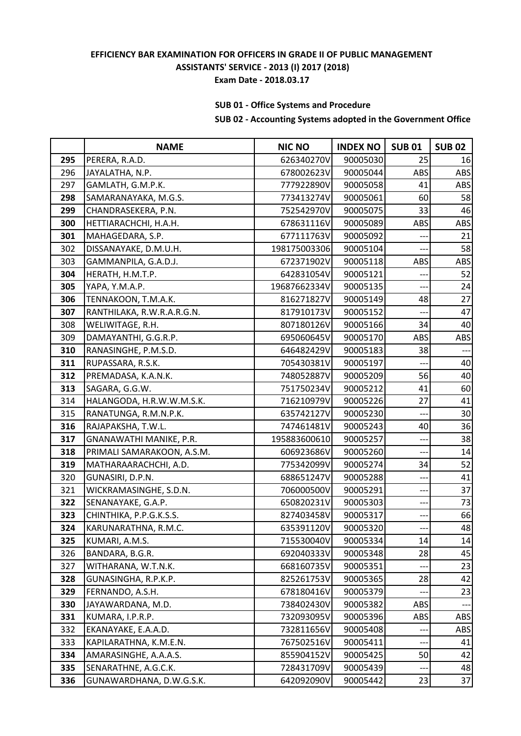**EFFICIENCY BAR EXAMINATION FOR OFFICERS IN GRADE II OF PUBLIC MANAGEMENT ASSISTANTS' SERVICE - 2013 (I) 2017 (2018)**

**Exam Date - 2018.03.17**

**SUB 01 - Office Systems and Procedure**

**SUB 02 - Accounting Systems adopted in the Government Office**

| | NAME | NIC NO | INDEX NO | SUB 01 | SUB 02 |
|---|---|---|---|---|---|
| **295** | PERERA, R.A.D. | 626340270V | 90005030 | 25 | 16 |
| 296 | JAYALATHA, N.P. | 678002623V | 90005044 | ABS | ABS |
| 297 | GAMLATH, G.M.P.K. | 777922890V | 90005058 | 41 | ABS |
| **298** | SAMARANAYAKA, M.G.S. | 773413274V | 90005061 | 60 | 58 |
| **299** | CHANDRASEKERA, P.N. | 752542970V | 90005075 | 33 | 46 |
| **300** | HETTIARACHCHI, H.A.H. | 678631116V | 90005089 | ABS | ABS |
| **301** | MAHAGEDARA, S.P. | 677111763V | 90005092 | --- | 21 |
| 302 | DISSANAYAKE, D.M.U.H. | 198175003306 | 90005104 | --- | 58 |
| 303 | GAMMANPILA, G.A.D.J. | 672371902V | 90005118 | ABS | ABS |
| **304** | HERATH, H.M.T.P. | 642831054V | 90005121 | --- | 52 |
| **305** | YAPA, Y.M.A.P. | 19687662334V | 90005135 | --- | 24 |
| **306** | TENNAKOON, T.M.A.K. | 816271827V | 90005149 | 48 | 27 |
| **307** | RANTHILAKA, R.W.R.A.R.G.N. | 817910173V | 90005152 | --- | 47 |
| 308 | WELIWITAGE, R.H. | 807180126V | 90005166 | 34 | 40 |
| 309 | DAMAYANTHI, G.G.R.P. | 695060645V | 90005170 | ABS | ABS |
| **310** | RANASINGHE, P.M.S.D. | 646482429V | 90005183 | 38 | --- |
| **311** | RUPASSARA, R.S.K. | 705430381V | 90005197 | --- | 40 |
| **312** | PREMADASA, K.A.N.K. | 748052887V | 90005209 | 56 | 40 |
| **313** | SAGARA, G.G.W. | 751750234V | 90005212 | 41 | 60 |
| 314 | HALANGODA, H.R.W.W.M.S.K. | 716210979V | 90005226 | 27 | 41 |
| 315 | RANATUNGA, R.M.N.P.K. | 635742127V | 90005230 | --- | 30 |
| **316** | RAJAPAKSHA, T.W.L. | 747461481V | 90005243 | 40 | 36 |
| **317** | GNANAWATHI MANIKE, P.R. | 195883600610 | 90005257 | --- | 38 |
| **318** | PRIMALI SAMARAKOON, A.S.M. | 606923686V | 90005260 | --- | 14 |
| **319** | MATHARAARACHCHI, A.D. | 775342099V | 90005274 | 34 | 52 |
| 320 | GUNASIRI, D.P.N. | 688651247V | 90005288 | --- | 41 |
| 321 | WICKRAMASINGHE, S.D.N. | 706000500V | 90005291 | --- | 37 |
| **322** | SENANAYAKE, G.A.P. | 650820231V | 90005303 | --- | 73 |
| **323** | CHINTHIKA, P.P.G.K.S.S. | 827403458V | 90005317 | --- | 66 |
| **324** | KARUNARATHNA, R.M.C. | 635391120V | 90005320 | --- | 48 |
| **325** | KUMARI, A.M.S. | 715530040V | 90005334 | 14 | 14 |
| 326 | BANDARA, B.G.R. | 692040333V | 90005348 | 28 | 45 |
| 327 | WITHARANA, W.T.N.K. | 668160735V | 90005351 | --- | 23 |
| **328** | GUNASINGHA, R.P.K.P. | 825261753V | 90005365 | 28 | 42 |
| **329** | FERNANDO, A.S.H. | 678180416V | 90005379 | --- | 23 |
| **330** | JAYAWARDANA, M.D. | 738402430V | 90005382 | ABS | --- |
| **331** | KUMARA, I.P.R.P. | 732093095V | 90005396 | ABS | ABS |
| 332 | EKANAYAKE, E.A.A.D. | 732811656V | 90005408 | --- | ABS |
| 333 | KAPILARATHNA, K.M.E.N. | 767502516V | 90005411 | --- | 41 |
| **334** | AMARASINGHE, A.A.A.S. | 855904152V | 90005425 | 50 | 42 |
| **335** | SENARATHNE, A.G.C.K. | 728431709V | 90005439 | --- | 48 |
| **336** | GUNAWARDHANA, D.W.G.S.K. | 642092090V | 90005442 | 23 | 37 |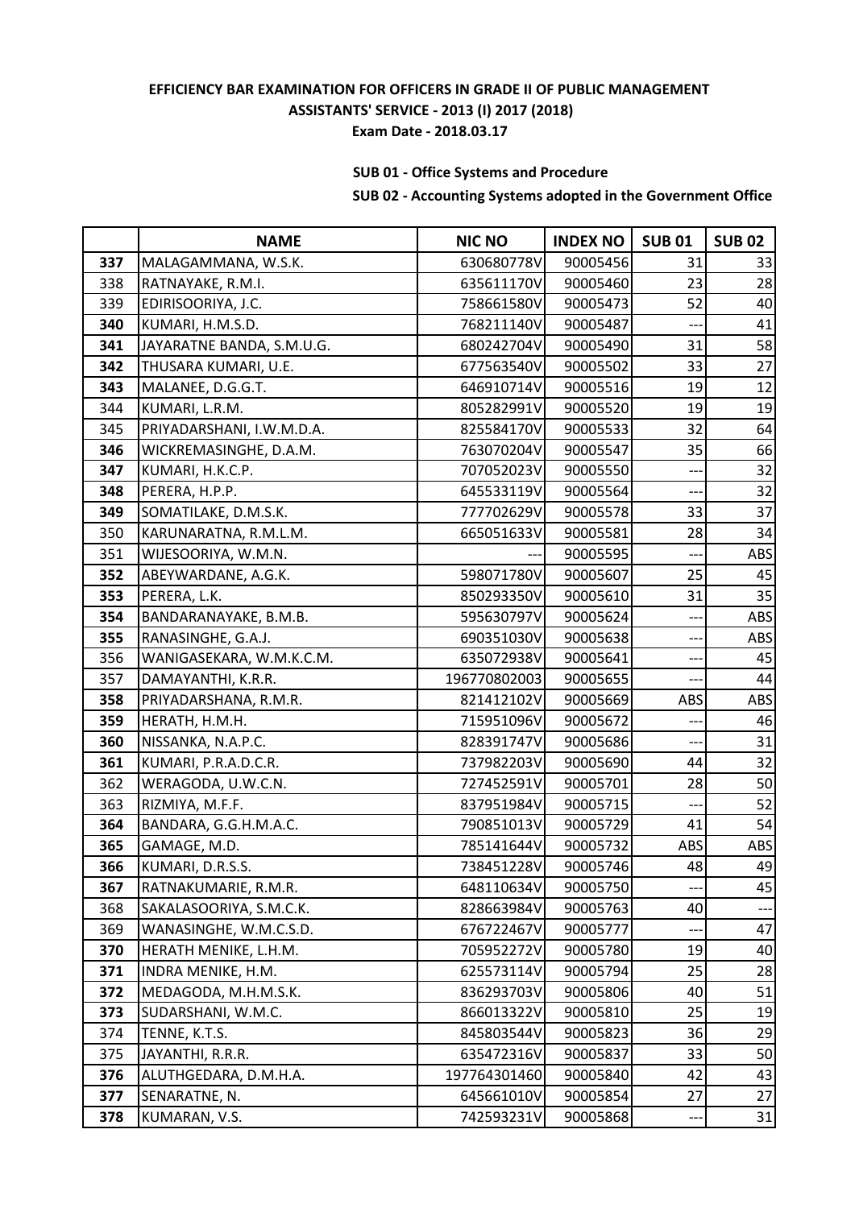**EFFICIENCY BAR EXAMINATION FOR OFFICERS IN GRADE II OF PUBLIC MANAGEMENT ASSISTANTS' SERVICE - 2013 (I) 2017 (2018)**
**Exam Date - 2018.03.17**

**SUB 01 - Office Systems and Procedure**
**SUB 02 - Accounting Systems adopted in the Government Office**

| | NAME | NIC NO | INDEX NO | SUB 01 | SUB 02 |
|---|---|---|---|---|---|
| **337** | MALAGAMMANA, W.S.K. | 630680778V | 90005456 | 31 | 33 |
| 338 | RATNAYAKE, R.M.I. | 635611170V | 90005460 | 23 | 28 |
| 339 | EDIRISOORIYA, J.C. | 758661580V | 90005473 | 52 | 40 |
| **340** | KUMARI, H.M.S.D. | 768211140V | 90005487 | --- | 41 |
| **341** | JAYARATNE BANDA, S.M.U.G. | 680242704V | 90005490 | 31 | 58 |
| **342** | THUSARA KUMARI, U.E. | 677563540V | 90005502 | 33 | 27 |
| **343** | MALANEE, D.G.G.T. | 646910714V | 90005516 | 19 | 12 |
| 344 | KUMARI, L.R.M. | 805282991V | 90005520 | 19 | 19 |
| 345 | PRIYADARSHANI, I.W.M.D.A. | 825584170V | 90005533 | 32 | 64 |
| **346** | WICKREMASINGHE, D.A.M. | 763070204V | 90005547 | 35 | 66 |
| **347** | KUMARI, H.K.C.P. | 707052023V | 90005550 | --- | 32 |
| **348** | PERERA, H.P.P. | 645533119V | 90005564 | --- | 32 |
| **349** | SOMATILAKE, D.M.S.K. | 777702629V | 90005578 | 33 | 37 |
| 350 | KARUNARATNA, R.M.L.M. | 665051633V | 90005581 | 28 | 34 |
| 351 | WIJESOORIYA, W.M.N. | --- | 90005595 | --- | ABS |
| **352** | ABEYWARDANE, A.G.K. | 598071780V | 90005607 | 25 | 45 |
| **353** | PERERA, L.K. | 850293350V | 90005610 | 31 | 35 |
| **354** | BANDARANAYAKE, B.M.B. | 595630797V | 90005624 | --- | ABS |
| **355** | RANASINGHE, G.A.J. | 690351030V | 90005638 | --- | ABS |
| 356 | WANIGASEKARA, W.M.K.C.M. | 635072938V | 90005641 | --- | 45 |
| 357 | DAMAYANTHI, K.R.R. | 196770802003 | 90005655 | --- | 44 |
| **358** | PRIYADARSHANA, R.M.R. | 821412102V | 90005669 | ABS | ABS |
| **359** | HERATH, H.M.H. | 715951096V | 90005672 | --- | 46 |
| **360** | NISSANKA, N.A.P.C. | 828391747V | 90005686 | --- | 31 |
| **361** | KUMARI, P.R.A.D.C.R. | 737982203V | 90005690 | 44 | 32 |
| 362 | WERAGODA, U.W.C.N. | 727452591V | 90005701 | 28 | 50 |
| 363 | RIZMIYA, M.F.F. | 837951984V | 90005715 | --- | 52 |
| **364** | BANDARA, G.G.H.M.A.C. | 790851013V | 90005729 | 41 | 54 |
| **365** | GAMAGE, M.D. | 785141644V | 90005732 | ABS | ABS |
| **366** | KUMARI, D.R.S.S. | 738451228V | 90005746 | 48 | 49 |
| **367** | RATNAKUMARIE, R.M.R. | 648110634V | 90005750 | --- | 45 |
| 368 | SAKALASOORIYA, S.M.C.K. | 828663984V | 90005763 | 40 | --- |
| 369 | WANASINGHE, W.M.C.S.D. | 676722467V | 90005777 | --- | 47 |
| **370** | HERATH MENIKE, L.H.M. | 705952272V | 90005780 | 19 | 40 |
| **371** | INDRA MENIKE, H.M. | 625573114V | 90005794 | 25 | 28 |
| **372** | MEDAGODA, M.H.M.S.K. | 836293703V | 90005806 | 40 | 51 |
| **373** | SUDARSHANI, W.M.C. | 866013322V | 90005810 | 25 | 19 |
| 374 | TENNE, K.T.S. | 845803544V | 90005823 | 36 | 29 |
| 375 | JAYANTHI, R.R.R. | 635472316V | 90005837 | 33 | 50 |
| **376** | ALUTHGEDARA, D.M.H.A. | 197764301460 | 90005840 | 42 | 43 |
| **377** | SENARATNE, N. | 645661010V | 90005854 | 27 | 27 |
| **378** | KUMARAN, V.S. | 742593231V | 90005868 | --- | 31 |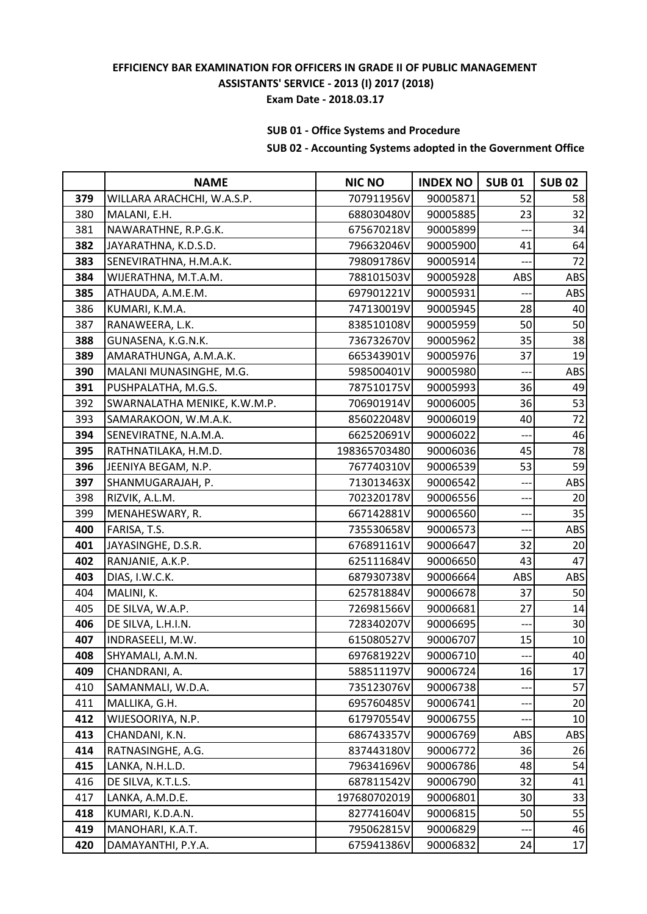**EFFICIENCY BAR EXAMINATION FOR OFFICERS IN GRADE II OF PUBLIC MANAGEMENT ASSISTANTS' SERVICE - 2013 (I) 2017 (2018)**

**Exam Date - 2018.03.17**

**SUB 01 - Office Systems and Procedure**

**SUB 02 - Accounting Systems adopted in the Government Office**

| | NAME | NIC NO | INDEX NO | SUB 01 | SUB 02 |
|---|---|---|---|---|---|
| **379** | WILLARA ARACHCHI, W.A.S.P. | 707911956V | 90005871 | 52 | 58 |
| 380 | MALANI, E.H. | 688030480V | 90005885 | 23 | 32 |
| 381 | NAWARATHNE, R.P.G.K. | 675670218V | 90005899 | --- | 34 |
| **382** | JAYARATHNA, K.D.S.D. | 796632046V | 90005900 | 41 | 64 |
| **383** | SENEVIRATHNA, H.M.A.K. | 798091786V | 90005914 | --- | 72 |
| **384** | WIJERATHNA, M.T.A.M. | 788101503V | 90005928 | ABS | ABS |
| **385** | ATHAUDA, A.M.E.M. | 697901221V | 90005931 | --- | ABS |
| 386 | KUMARI, K.M.A. | 747130019V | 90005945 | 28 | 40 |
| 387 | RANAWEERA, L.K. | 838510108V | 90005959 | 50 | 50 |
| **388** | GUNASENA, K.G.N.K. | 736732670V | 90005962 | 35 | 38 |
| **389** | AMARATHUNGA, A.M.A.K. | 665343901V | 90005976 | 37 | 19 |
| **390** | MALANI MUNASINGHE, M.G. | 598500401V | 90005980 | --- | ABS |
| **391** | PUSHPALATHA, M.G.S. | 787510175V | 90005993 | 36 | 49 |
| 392 | SWARNALATHA MENIKE, K.W.M.P. | 706901914V | 90006005 | 36 | 53 |
| 393 | SAMARAKOON, W.M.A.K. | 856022048V | 90006019 | 40 | 72 |
| **394** | SENEVIRATNE, N.A.M.A. | 662520691V | 90006022 | --- | 46 |
| **395** | RATHNATILAKA, H.M.D. | 198365703480 | 90006036 | 45 | 78 |
| **396** | JEENIYA BEGAM, N.P. | 767740310V | 90006539 | 53 | 59 |
| **397** | SHANMUGARAJAH, P. | 713013463X | 90006542 | --- | ABS |
| 398 | RIZVIK, A.L.M. | 702320178V | 90006556 | --- | 20 |
| 399 | MENAHESWARY, R. | 667142881V | 90006560 | --- | 35 |
| **400** | FARISA, T.S. | 735530658V | 90006573 | --- | ABS |
| **401** | JAYASINGHE, D.S.R. | 676891161V | 90006647 | 32 | 20 |
| **402** | RANJANIE, A.K.P. | 625111684V | 90006650 | 43 | 47 |
| **403** | DIAS, I.W.C.K. | 687930738V | 90006664 | ABS | ABS |
| 404 | MALINI, K. | 625781884V | 90006678 | 37 | 50 |
| 405 | DE SILVA, W.A.P. | 726981566V | 90006681 | 27 | 14 |
| **406** | DE SILVA, L.H.I.N. | 728340207V | 90006695 | --- | 30 |
| **407** | INDRASEELI, M.W. | 615080527V | 90006707 | 15 | 10 |
| **408** | SHYAMALI, A.M.N. | 697681922V | 90006710 | --- | 40 |
| **409** | CHANDRANI, A. | 588511197V | 90006724 | 16 | 17 |
| 410 | SAMANMALI, W.D.A. | 735123076V | 90006738 | --- | 57 |
| 411 | MALLIKA, G.H. | 695760485V | 90006741 | --- | 20 |
| **412** | WIJESOORIYA, N.P. | 617970554V | 90006755 | --- | 10 |
| **413** | CHANDANI, K.N. | 686743357V | 90006769 | ABS | ABS |
| **414** | RATNASINGHE, A.G. | 837443180V | 90006772 | 36 | 26 |
| **415** | LANKA, N.H.L.D. | 796341696V | 90006786 | 48 | 54 |
| 416 | DE SILVA, K.T.L.S. | 687811542V | 90006790 | 32 | 41 |
| 417 | LANKA, A.M.D.E. | 197680702019 | 90006801 | 30 | 33 |
| **418** | KUMARI, K.D.A.N. | 827741604V | 90006815 | 50 | 55 |
| **419** | MANOHARI, K.A.T. | 795062815V | 90006829 | --- | 46 |
| **420** | DAMAYANTHI, P.Y.A. | 675941386V | 90006832 | 24 | 17 |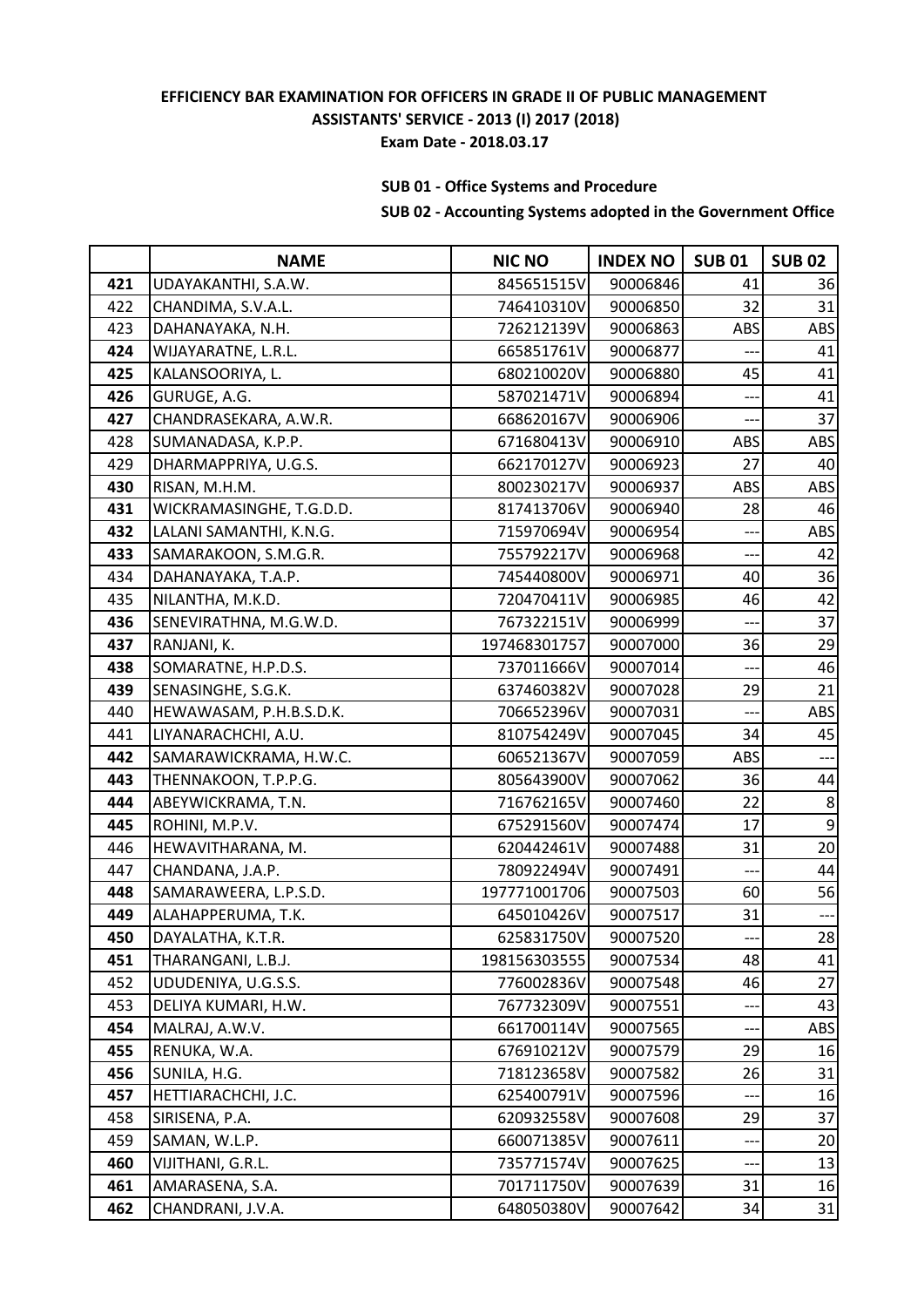**EFFICIENCY BAR EXAMINATION FOR OFFICERS IN GRADE II OF PUBLIC MANAGEMENT ASSISTANTS' SERVICE - 2013 (I) 2017 (2018)**

**Exam Date - 2018.03.17**

**SUB 01 - Office Systems and Procedure**

**SUB 02 - Accounting Systems adopted in the Government Office**

| | NAME | NIC NO | INDEX NO | SUB 01 | SUB 02 |
|---|---|---|---|---|---|
| **421** | UDAYAKANTHI, S.A.W. | 845651515V | 90006846 | 41 | 36 |
| 422 | CHANDIMA, S.V.A.L. | 746410310V | 90006850 | 32 | 31 |
| 423 | DAHANAYAKA, N.H. | 726212139V | 90006863 | ABS | ABS |
| **424** | WIJAYARATNE, L.R.L. | 665851761V | 90006877 | --- | 41 |
| **425** | KALANSOORIYA, L. | 680210020V | 90006880 | 45 | 41 |
| **426** | GURUGE, A.G. | 587021471V | 90006894 | --- | 41 |
| **427** | CHANDRASEKARA, A.W.R. | 668620167V | 90006906 | --- | 37 |
| 428 | SUMANADASA, K.P.P. | 671680413V | 90006910 | ABS | ABS |
| 429 | DHARMAPPRIYA, U.G.S. | 662170127V | 90006923 | 27 | 40 |
| 430 | RISAN, M.H.M. | 800230217V | 90006937 | ABS | ABS |
| **431** | WICKRAMASINGHE, T.G.D.D. | 817413706V | 90006940 | 28 | 46 |
| **432** | LALANI SAMANTHI, K.N.G. | 715970694V | 90006954 | --- | ABS |
| **433** | SAMARAKOON, S.M.G.R. | 755792217V | 90006968 | --- | 42 |
| 434 | DAHANAYAKA, T.A.P. | 745440800V | 90006971 | 40 | 36 |
| 435 | NILANTHA, M.K.D. | 720470411V | 90006985 | 46 | 42 |
| **436** | SENEVIRATHNA, M.G.W.D. | 767322151V | 90006999 | --- | 37 |
| **437** | RANJANI, K. | 197468301757 | 90007000 | 36 | 29 |
| **438** | SOMARATNE, H.P.D.S. | 737011666V | 90007014 | --- | 46 |
| **439** | SENASINGHE, S.G.K. | 637460382V | 90007028 | 29 | 21 |
| 440 | HEWAWASAM, P.H.B.S.D.K. | 706652396V | 90007031 | --- | ABS |
| 441 | LIYANARACHCHI, A.U. | 810754249V | 90007045 | 34 | 45 |
| **442** | SAMARAWICKRAMA, H.W.C. | 606521367V | 90007059 | ABS | --- |
| **443** | THENNAKOON, T.P.P.G. | 805643900V | 90007062 | 36 | 44 |
| **444** | ABEYWICKRAMA, T.N. | 716762165V | 90007460 | 22 | 8 |
| **445** | ROHINI, M.P.V. | 675291560V | 90007474 | 17 | 9 |
| 446 | HEWAVITHARANA, M. | 620442461V | 90007488 | 31 | 20 |
| 447 | CHANDANA, J.A.P. | 780922494V | 90007491 | --- | 44 |
| **448** | SAMARAWEERA, L.P.S.D. | 197771001706 | 90007503 | 60 | 56 |
| **449** | ALAHAPPERUMA, T.K. | 645010426V | 90007517 | 31 | --- |
| **450** | DAYALATHA, K.T.R. | 625831750V | 90007520 | --- | 28 |
| **451** | THARANGANI, L.B.J. | 198156303555 | 90007534 | 48 | 41 |
| 452 | UDUDENIYA, U.G.S.S. | 776002836V | 90007548 | 46 | 27 |
| 453 | DELIYA KUMARI, H.W. | 767732309V | 90007551 | --- | 43 |
| **454** | MALRAJ, A.W.V. | 661700114V | 90007565 | --- | ABS |
| **455** | RENUKA, W.A. | 676910212V | 90007579 | 29 | 16 |
| **456** | SUNILA, H.G. | 718123658V | 90007582 | 26 | 31 |
| **457** | HETTIARACHCHI, J.C. | 625400791V | 90007596 | --- | 16 |
| 458 | SIRISENA, P.A. | 620932558V | 90007608 | 29 | 37 |
| 459 | SAMAN, W.L.P. | 660071385V | 90007611 | --- | 20 |
| **460** | VIJITHANI, G.R.L. | 735771574V | 90007625 | --- | 13 |
| **461** | AMARASENA, S.A. | 701711750V | 90007639 | 31 | 16 |
| **462** | CHANDRANI, J.V.A. | 648050380V | 90007642 | 34 | 31 |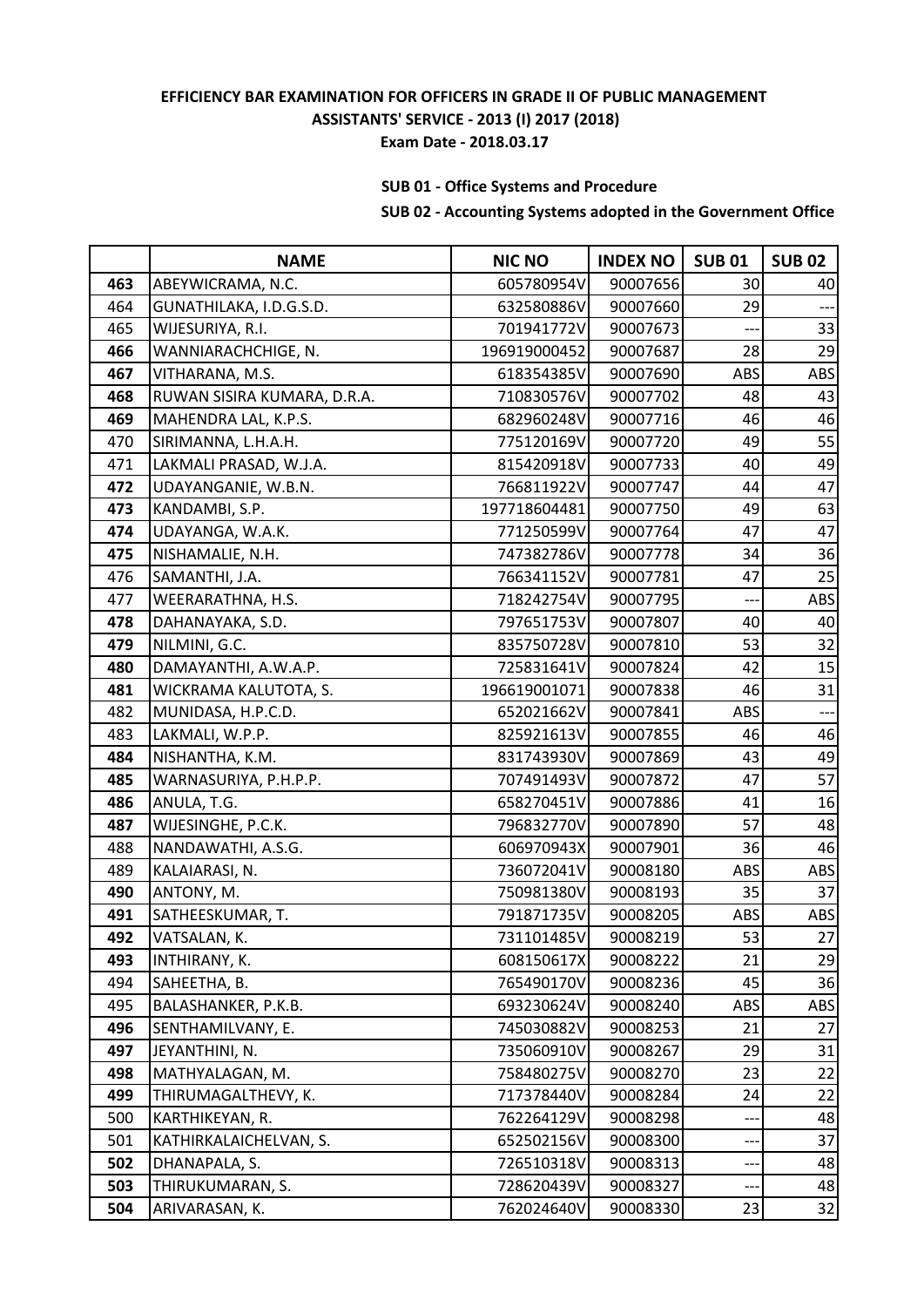**EFFICIENCY BAR EXAMINATION FOR OFFICERS IN GRADE II OF PUBLIC MANAGEMENT ASSISTANTS' SERVICE - 2013 (I) 2017 (2018)**

**Exam Date - 2018.03.17**

**SUB 01 - Office Systems and Procedure**

**SUB 02 - Accounting Systems adopted in the Government Office**

| | NAME | NIC NO | INDEX NO | SUB 01 | SUB 02 |
|---|---|---|---|---|---|
| **463** | ABEYWICRAMA, N.C. | 605780954V | 90007656 | 30 | 40 |
| 464 | GUNATHILAKA, I.D.G.S.D. | 632580886V | 90007660 | 29 | --- |
| 465 | WIJESURIYA, R.I. | 701941772V | 90007673 | --- | 33 |
| **466** | WANNIARACHCHIGE, N. | 196919000452 | 90007687 | 28 | 29 |
| **467** | VITHARANA, M.S. | 618354385V | 90007690 | ABS | ABS |
| **468** | RUWAN SISIRA KUMARA, D.R.A. | 710830576V | 90007702 | 48 | 43 |
| **469** | MAHENDRA LAL, K.P.S. | 682960248V | 90007716 | 46 | 46 |
| 470 | SIRIMANNA, L.H.A.H. | 775120169V | 90007720 | 49 | 55 |
| 471 | LAKMALI PRASAD, W.J.A. | 815420918V | 90007733 | 40 | 49 |
| **472** | UDAYANGANIE, W.B.N. | 766811922V | 90007747 | 44 | 47 |
| **473** | KANDAMBI, S.P. | 197718604481 | 90007750 | 49 | 63 |
| **474** | UDAYANGA, W.A.K. | 771250599V | 90007764 | 47 | 47 |
| **475** | NISHAMALIE, N.H. | 747382786V | 90007778 | 34 | 36 |
| 476 | SAMANTHI, J.A. | 766341152V | 90007781 | 47 | 25 |
| 477 | WEERARATHNA, H.S. | 718242754V | 90007795 | --- | ABS |
| **478** | DAHANAYAKA, S.D. | 797651753V | 90007807 | 40 | 40 |
| **479** | NILMINI, G.C. | 835750728V | 90007810 | 53 | 32 |
| **480** | DAMAYANTHI, A.W.A.P. | 725831641V | 90007824 | 42 | 15 |
| **481** | WICKRAMA KALUTOTA, S. | 196619001071 | 90007838 | 46 | 31 |
| 482 | MUNIDASA, H.P.C.D. | 652021662V | 90007841 | ABS | --- |
| 483 | LAKMALI, W.P.P. | 825921613V | 90007855 | 46 | 46 |
| **484** | NISHANTHA, K.M. | 831743930V | 90007869 | 43 | 49 |
| **485** | WARNASURIYA, P.H.P.P. | 707491493V | 90007872 | 47 | 57 |
| **486** | ANULA, T.G. | 658270451V | 90007886 | 41 | 16 |
| **487** | WIJESINGHE, P.C.K. | 796832770V | 90007890 | 57 | 48 |
| 488 | NANDAWATHI, A.S.G. | 606970943X | 90007901 | 36 | 46 |
| 489 | KALAIARASI, N. | 736072041V | 90008180 | ABS | ABS |
| **490** | ANTONY, M. | 750981380V | 90008193 | 35 | 37 |
| **491** | SATHEESKUMAR, T. | 791871735V | 90008205 | ABS | ABS |
| **492** | VATSALAN, K. | 731101485V | 90008219 | 53 | 27 |
| **493** | INTHIRANY, K. | 608150617X | 90008222 | 21 | 29 |
| 494 | SAHEETHA, B. | 765490170V | 90008236 | 45 | 36 |
| 495 | BALASHANKER, P.K.B. | 693230624V | 90008240 | ABS | ABS |
| **496** | SENTHAMILVANY, E. | 745030882V | 90008253 | 21 | 27 |
| **497** | JEYANTHINI, N. | 735060910V | 90008267 | 29 | 31 |
| **498** | MATHYALAGAN, M. | 758480275V | 90008270 | 23 | 22 |
| **499** | THIRUMAGALTHEVY, K. | 717378440V | 90008284 | 24 | 22 |
| 500 | KARTHIKEYAN, R. | 762264129V | 90008298 | --- | 48 |
| 501 | KATHIRKALAICHELVAN, S. | 652502156V | 90008300 | --- | 37 |
| **502** | DHANAPALA, S. | 726510318V | 90008313 | --- | 48 |
| **503** | THIRUKUMARAN, S. | 728620439V | 90008327 | --- | 48 |
| **504** | ARIVARASAN, K. | 762024640V | 90008330 | 23 | 32 |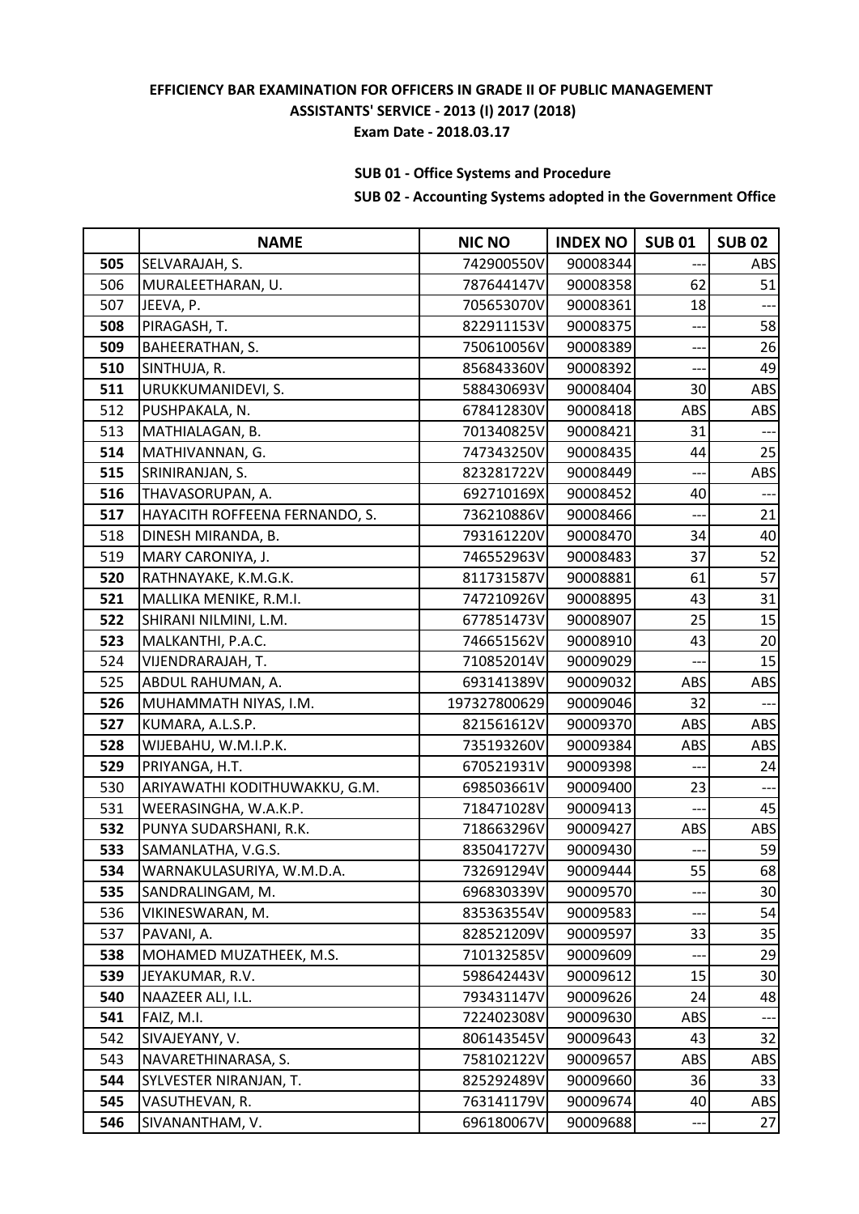**EFFICIENCY BAR EXAMINATION FOR OFFICERS IN GRADE II OF PUBLIC MANAGEMENT ASSISTANTS' SERVICE - 2013 (I) 2017 (2018)**

**Exam Date - 2018.03.17**

**SUB 01 - Office Systems and Procedure**

**SUB 02 - Accounting Systems adopted in the Government Office**

| | NAME | NIC NO | INDEX NO | SUB 01 | SUB 02 |
|---|---|---|---|---|---|
| **505** | SELVARAJAH, S. | 742900550V | 90008344 | --- | ABS |
| 506 | MURALEETHARAN, U. | 787644147V | 90008358 | 62 | 51 |
| 507 | JEEVA, P. | 705653070V | 90008361 | 18 | --- |
| **508** | PIRAGASH, T. | 822911153V | 90008375 | --- | 58 |
| **509** | BAHEERATHAN, S. | 750610056V | 90008389 | --- | 26 |
| **510** | SINTHUJA, R. | 856843360V | 90008392 | --- | 49 |
| **511** | URUKKUMANIDEVI, S. | 588430693V | 90008404 | 30 | ABS |
| 512 | PUSHPAKALA, N. | 678412830V | 90008418 | ABS | ABS |
| 513 | MATHIALAGAN, B. | 701340825V | 90008421 | 31 | --- |
| **514** | MATHIVANNAN, G. | 747343250V | 90008435 | 44 | 25 |
| **515** | SRINIRANJAN, S. | 823281722V | 90008449 | --- | ABS |
| **516** | THAVASORUPAN, A. | 692710169X | 90008452 | 40 | --- |
| **517** | HAYACITH ROFFEENA FERNANDO, S. | 736210886V | 90008466 | --- | 21 |
| 518 | DINESH MIRANDA, B. | 793161220V | 90008470 | 34 | 40 |
| 519 | MARY CARONIYA, J. | 746552963V | 90008483 | 37 | 52 |
| **520** | RATHNAYAKE, K.M.G.K. | 811731587V | 90008881 | 61 | 57 |
| **521** | MALLIKA MENIKE, R.M.I. | 747210926V | 90008895 | 43 | 31 |
| **522** | SHIRANI NILMINI, L.M. | 677851473V | 90008907 | 25 | 15 |
| **523** | MALKANTHI, P.A.C. | 746651562V | 90008910 | 43 | 20 |
| 524 | VIJENDRARAJAH, T. | 710852014V | 90009029 | --- | 15 |
| 525 | ABDUL RAHUMAN, A. | 693141389V | 90009032 | ABS | ABS |
| **526** | MUHAMMATH NIYAS, I.M. | 197327800629 | 90009046 | 32 | --- |
| **527** | KUMARA, A.L.S.P. | 821561612V | 90009370 | ABS | ABS |
| **528** | WIJEBAHU, W.M.I.P.K. | 735193260V | 90009384 | ABS | ABS |
| **529** | PRIYANGA, H.T. | 670521931V | 90009398 | --- | 24 |
| 530 | ARIYAWATHI KODITHUWAKKU, G.M. | 698503661V | 90009400 | 23 | --- |
| 531 | WEERASINGHA, W.A.K.P. | 718471028V | 90009413 | --- | 45 |
| **532** | PUNYA SUDARSHANI, R.K. | 718663296V | 90009427 | ABS | ABS |
| **533** | SAMANLATHA, V.G.S. | 835041727V | 90009430 | --- | 59 |
| **534** | WARNAKULASURIYA, W.M.D.A. | 732691294V | 90009444 | 55 | 68 |
| **535** | SANDRALINGAM, M. | 696830339V | 90009570 | --- | 30 |
| 536 | VIKINESWARAN, M. | 835363554V | 90009583 | --- | 54 |
| 537 | PAVANI, A. | 828521209V | 90009597 | 33 | 35 |
| **538** | MOHAMED MUZATHEEK, M.S. | 710132585V | 90009609 | --- | 29 |
| **539** | JEYAKUMAR, R.V. | 598642443V | 90009612 | 15 | 30 |
| **540** | NAAZEER ALI, I.L. | 793431147V | 90009626 | 24 | 48 |
| **541** | FAIZ, M.I. | 722402308V | 90009630 | ABS | --- |
| 542 | SIVAJEYANY, V. | 806143545V | 90009643 | 43 | 32 |
| 543 | NAVARETHINARASA, S. | 758102122V | 90009657 | ABS | ABS |
| **544** | SYLVESTER NIRANJAN, T. | 825292489V | 90009660 | 36 | 33 |
| **545** | VASUTHEVAN, R. | 763141179V | 90009674 | 40 | ABS |
| **546** | SIVANANTHAM, V. | 696180067V | 90009688 | --- | 27 |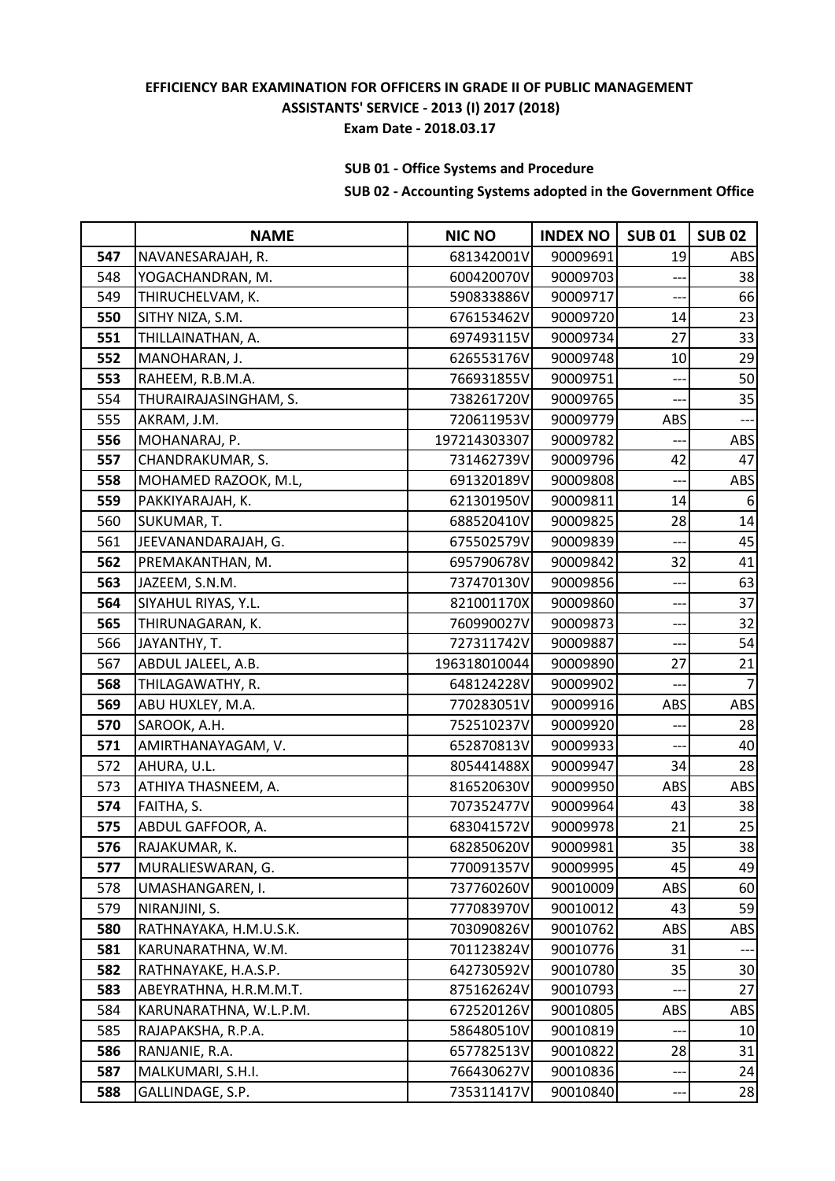**EFFICIENCY BAR EXAMINATION FOR OFFICERS IN GRADE II OF PUBLIC MANAGEMENT ASSISTANTS' SERVICE - 2013 (I) 2017 (2018)**

**Exam Date - 2018.03.17**

**SUB 01 - Office Systems and Procedure**

**SUB 02 - Accounting Systems adopted in the Government Office**

| | NAME | NIC NO | INDEX NO | SUB 01 | SUB 02 |
|---|---|---|---|---|---|
| **547** | NAVANESARAJAH, R. | 681342001V | 90009691 | 19 | ABS |
| 548 | YOGACHANDRAN, M. | 600420070V | 90009703 | --- | 38 |
| 549 | THIRUCHELVAM, K. | 590833886V | 90009717 | --- | 66 |
| **550** | SITHY NIZA, S.M. | 676153462V | 90009720 | 14 | 23 |
| **551** | THILLAINATHAN, A. | 697493115V | 90009734 | 27 | 33 |
| **552** | MANOHARAN, J. | 626553176V | 90009748 | 10 | 29 |
| **553** | RAHEEM, R.B.M.A. | 766931855V | 90009751 | --- | 50 |
| 554 | THURAIRAJASINGHAM, S. | 738261720V | 90009765 | --- | 35 |
| 555 | AKRAM, J.M. | 720611953V | 90009779 | ABS | --- |
| **556** | MOHANARAJ, P. | 197214303307 | 90009782 | --- | ABS |
| **557** | CHANDRAKUMAR, S. | 731462739V | 90009796 | 42 | 47 |
| **558** | MOHAMED RAZOOK, M.L, | 691320189V | 90009808 | --- | ABS |
| **559** | PAKKIYARAJAH, K. | 621301950V | 90009811 | 14 | 6 |
| 560 | SUKUMAR, T. | 688520410V | 90009825 | 28 | 14 |
| 561 | JEEVANANDARAJAH, G. | 675502579V | 90009839 | --- | 45 |
| **562** | PREMAKANTHAN, M. | 695790678V | 90009842 | 32 | 41 |
| **563** | JAZEEM, S.N.M. | 737470130V | 90009856 | --- | 63 |
| **564** | SIYAHUL RIYAS, Y.L. | 821001170X | 90009860 | --- | 37 |
| **565** | THIRUNAGARAN, K. | 760990027V | 90009873 | --- | 32 |
| 566 | JAYANTHY, T. | 727311742V | 90009887 | --- | 54 |
| 567 | ABDUL JALEEL, A.B. | 196318010044 | 90009890 | 27 | 21 |
| **568** | THILAGAWATHY, R. | 648124228V | 90009902 | --- | 7 |
| **569** | ABU HUXLEY, M.A. | 770283051V | 90009916 | ABS | ABS |
| **570** | SAROOK, A.H. | 752510237V | 90009920 | --- | 28 |
| **571** | AMIRTHANAYAGAM, V. | 652870813V | 90009933 | --- | 40 |
| 572 | AHURA, U.L. | 805441488X | 90009947 | 34 | 28 |
| 573 | ATHIYA THASNEEM, A. | 816520630V | 90009950 | ABS | ABS |
| **574** | FAITHA, S. | 707352477V | 90009964 | 43 | 38 |
| **575** | ABDUL GAFFOOR, A. | 683041572V | 90009978 | 21 | 25 |
| **576** | RAJAKUMAR, K. | 682850620V | 90009981 | 35 | 38 |
| **577** | MURALIESWARAN, G. | 770091357V | 90009995 | 45 | 49 |
| 578 | UMASHANGAREN, I. | 737760260V | 90010009 | ABS | 60 |
| 579 | NIRANJINI, S. | 777083970V | 90010012 | 43 | 59 |
| **580** | RATHNAYAKA, H.M.U.S.K. | 703090826V | 90010762 | ABS | ABS |
| **581** | KARUNARATHNA, W.M. | 701123824V | 90010776 | 31 | --- |
| **582** | RATHNAYAKE, H.A.S.P. | 642730592V | 90010780 | 35 | 30 |
| **583** | ABEYRATHNA, H.R.M.M.T. | 875162624V | 90010793 | --- | 27 |
| 584 | KARUNARATHNA, W.L.P.M. | 672520126V | 90010805 | ABS | ABS |
| 585 | RAJAPAKSHA, R.P.A. | 586480510V | 90010819 | --- | 10 |
| **586** | RANJANIE, R.A. | 657782513V | 90010822 | 28 | 31 |
| **587** | MALKUMARI, S.H.I. | 766430627V | 90010836 | --- | 24 |
| **588** | GALLINDAGE, S.P. | 735311417V | 90010840 | --- | 28 |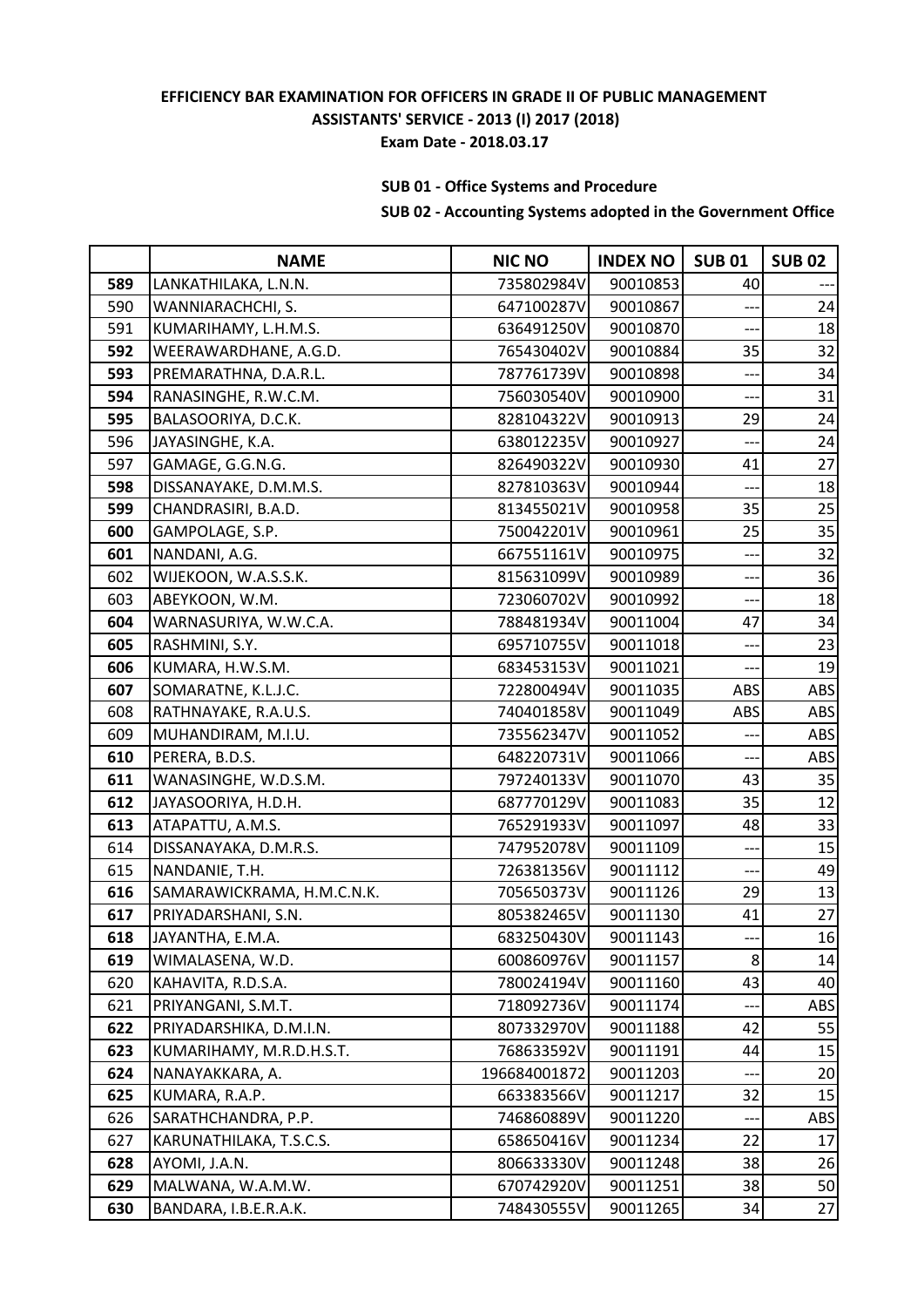**EFFICIENCY BAR EXAMINATION FOR OFFICERS IN GRADE II OF PUBLIC MANAGEMENT ASSISTANTS' SERVICE - 2013 (I) 2017 (2018)**

**Exam Date - 2018.03.17**

**SUB 01 - Office Systems and Procedure**

**SUB 02 - Accounting Systems adopted in the Government Office**

| | NAME | NIC NO | INDEX NO | SUB 01 | SUB 02 |
|---|---|---|---|---|---|
| **589** | LANKATHILAKA, L.N.N. | 735802984V | 90010853 | 40 | --- |
| 590 | WANNIARACHCHI, S. | 647100287V | 90010867 | --- | 24 |
| 591 | KUMARIHAMY, L.H.M.S. | 636491250V | 90010870 | --- | 18 |
| **592** | WEERAWARDHANE, A.G.D. | 765430402V | 90010884 | 35 | 32 |
| **593** | PREMARATHNA, D.A.R.L. | 787761739V | 90010898 | --- | 34 |
| **594** | RANASINGHE, R.W.C.M. | 756030540V | 90010900 | --- | 31 |
| **595** | BALASOORIYA, D.C.K. | 828104322V | 90010913 | 29 | 24 |
| 596 | JAYASINGHE, K.A. | 638012235V | 90010927 | --- | 24 |
| 597 | GAMAGE, G.G.N.G. | 826490322V | 90010930 | 41 | 27 |
| **598** | DISSANAYAKE, D.M.M.S. | 827810363V | 90010944 | --- | 18 |
| **599** | CHANDRASIRI, B.A.D. | 813455021V | 90010958 | 35 | 25 |
| **600** | GAMPOLAGE, S.P. | 750042201V | 90010961 | 25 | 35 |
| **601** | NANDANI, A.G. | 667551161V | 90010975 | --- | 32 |
| 602 | WIJEKOON, W.A.S.S.K. | 815631099V | 90010989 | --- | 36 |
| 603 | ABEYKOON, W.M. | 723060702V | 90010992 | --- | 18 |
| **604** | WARNASURIYA, W.W.C.A. | 788481934V | 90011004 | 47 | 34 |
| **605** | RASHMINI, S.Y. | 695710755V | 90011018 | --- | 23 |
| **606** | KUMARA, H.W.S.M. | 683453153V | 90011021 | --- | 19 |
| **607** | SOMARATNE, K.L.J.C. | 722800494V | 90011035 | ABS | ABS |
| 608 | RATHNAYAKE, R.A.U.S. | 740401858V | 90011049 | ABS | ABS |
| 609 | MUHANDIRAM, M.I.U. | 735562347V | 90011052 | --- | ABS |
| **610** | PERERA, B.D.S. | 648220731V | 90011066 | --- | ABS |
| **611** | WANASINGHE, W.D.S.M. | 797240133V | 90011070 | 43 | 35 |
| **612** | JAYASOORIYA, H.D.H. | 687770129V | 90011083 | 35 | 12 |
| **613** | ATAPATTU, A.M.S. | 765291933V | 90011097 | 48 | 33 |
| 614 | DISSANAYAKA, D.M.R.S. | 747952078V | 90011109 | --- | 15 |
| 615 | NANDANIE, T.H. | 726381356V | 90011112 | --- | 49 |
| **616** | SAMARAWICKRAMA, H.M.C.N.K. | 705650373V | 90011126 | 29 | 13 |
| **617** | PRIYADARSHANI, S.N. | 805382465V | 90011130 | 41 | 27 |
| **618** | JAYANTHA, E.M.A. | 683250430V | 90011143 | --- | 16 |
| **619** | WIMALASENA, W.D. | 600860976V | 90011157 | 8 | 14 |
| 620 | KAHAVITA, R.D.S.A. | 780024194V | 90011160 | 43 | 40 |
| 621 | PRIYANGANI, S.M.T. | 718092736V | 90011174 | --- | ABS |
| **622** | PRIYADARSHIKA, D.M.I.N. | 807332970V | 90011188 | 42 | 55 |
| **623** | KUMARIHAMY, M.R.D.H.S.T. | 768633592V | 90011191 | 44 | 15 |
| **624** | NANAYAKKARA, A. | 196684001872 | 90011203 | --- | 20 |
| **625** | KUMARA, R.A.P. | 663383566V | 90011217 | 32 | 15 |
| 626 | SARATHCHANDRA, P.P. | 746860889V | 90011220 | --- | ABS |
| 627 | KARUNATHILAKA, T.S.C.S. | 658650416V | 90011234 | 22 | 17 |
| **628** | AYOMI, J.A.N. | 806633330V | 90011248 | 38 | 26 |
| **629** | MALWANA, W.A.M.W. | 670742920V | 90011251 | 38 | 50 |
| **630** | BANDARA, I.B.E.R.A.K. | 748430555V | 90011265 | 34 | 27 |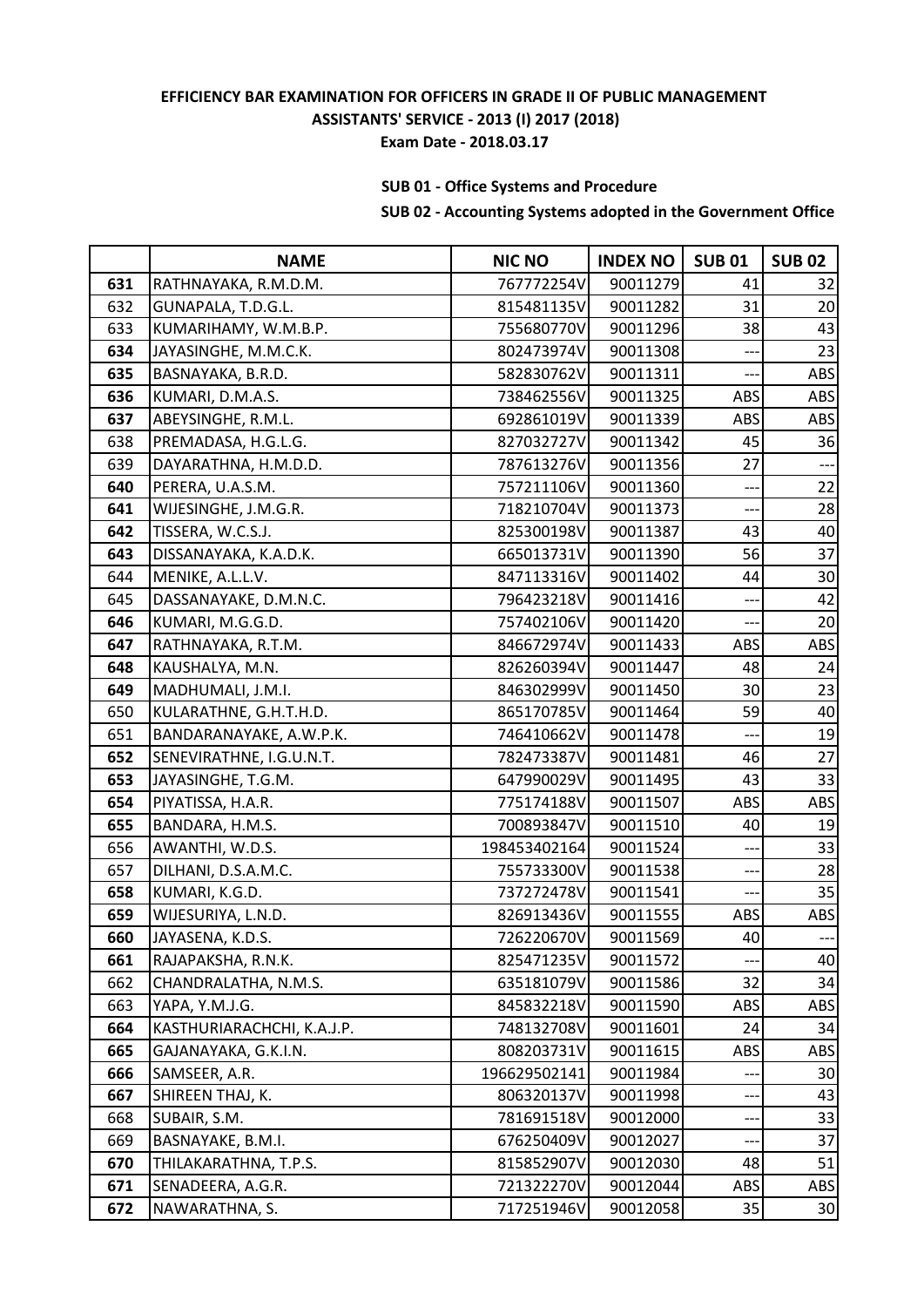**EFFICIENCY BAR EXAMINATION FOR OFFICERS IN GRADE II OF PUBLIC MANAGEMENT ASSISTANTS' SERVICE - 2013 (I) 2017 (2018)**

**Exam Date - 2018.03.17**

**SUB 01 - Office Systems and Procedure**

**SUB 02 - Accounting Systems adopted in the Government Office**

| | NAME | NIC NO | INDEX NO | SUB 01 | SUB 02 |
|---|---|---|---|---|---|
| **631** | RATHNAYAKA, R.M.D.M. | 767772254V | 90011279 | 41 | 32 |
| 632 | GUNAPALA, T.D.G.L. | 815481135V | 90011282 | 31 | 20 |
| 633 | KUMARIHAMY, W.M.B.P. | 755680770V | 90011296 | 38 | 43 |
| **634** | JAYASINGHE, M.M.C.K. | 802473974V | 90011308 | --- | 23 |
| **635** | BASNAYAKA, B.R.D. | 582830762V | 90011311 | --- | ABS |
| **636** | KUMARI, D.M.A.S. | 738462556V | 90011325 | ABS | ABS |
| **637** | ABEYSINGHE, R.M.L. | 692861019V | 90011339 | ABS | ABS |
| 638 | PREMADASA, H.G.L.G. | 827032727V | 90011342 | 45 | 36 |
| 639 | DAYARATHNA, H.M.D.D. | 787613276V | 90011356 | 27 | --- |
| **640** | PERERA, U.A.S.M. | 757211106V | 90011360 | --- | 22 |
| **641** | WIJESINGHE, J.M.G.R. | 718210704V | 90011373 | --- | 28 |
| **642** | TISSERA, W.C.S.J. | 825300198V | 90011387 | 43 | 40 |
| **643** | DISSANAYAKA, K.A.D.K. | 665013731V | 90011390 | 56 | 37 |
| 644 | MENIKE, A.L.L.V. | 847113316V | 90011402 | 44 | 30 |
| 645 | DASSANAYAKE, D.M.N.C. | 796423218V | 90011416 | --- | 42 |
| **646** | KUMARI, M.G.G.D. | 757402106V | 90011420 | --- | 20 |
| **647** | RATHNAYAKA, R.T.M. | 846672974V | 90011433 | ABS | ABS |
| **648** | KAUSHALYA, M.N. | 826260394V | 90011447 | 48 | 24 |
| **649** | MADHUMALI, J.M.I. | 846302999V | 90011450 | 30 | 23 |
| 650 | KULARATHNE, G.H.T.H.D. | 865170785V | 90011464 | 59 | 40 |
| 651 | BANDARANAYAKE, A.W.P.K. | 746410662V | 90011478 | --- | 19 |
| **652** | SENEVIRATHNE, I.G.U.N.T. | 782473387V | 90011481 | 46 | 27 |
| **653** | JAYASINGHE, T.G.M. | 647990029V | 90011495 | 43 | 33 |
| **654** | PIYATISSA, H.A.R. | 775174188V | 90011507 | ABS | ABS |
| **655** | BANDARA, H.M.S. | 700893847V | 90011510 | 40 | 19 |
| 656 | AWANTHI, W.D.S. | 198453402164 | 90011524 | --- | 33 |
| 657 | DILHANI, D.S.A.M.C. | 755733300V | 90011538 | --- | 28 |
| **658** | KUMARI, K.G.D. | 737272478V | 90011541 | --- | 35 |
| **659** | WIJESURIYA, L.N.D. | 826913436V | 90011555 | ABS | ABS |
| **660** | JAYASENA, K.D.S. | 726220670V | 90011569 | 40 | --- |
| **661** | RAJAPAKSHA, R.N.K. | 825471235V | 90011572 | --- | 40 |
| 662 | CHANDRALATHA, N.M.S. | 635181079V | 90011586 | 32 | 34 |
| 663 | YAPA, Y.M.J.G. | 845832218V | 90011590 | ABS | ABS |
| **664** | KASTHURIARACHCHI, K.A.J.P. | 748132708V | 90011601 | 24 | 34 |
| **665** | GAJANAYAKA, G.K.I.N. | 808203731V | 90011615 | ABS | ABS |
| **666** | SAMSEER, A.R. | 196629502141 | 90011984 | --- | 30 |
| **667** | SHIREEN THAJ, K. | 806320137V | 90011998 | --- | 43 |
| 668 | SUBAIR, S.M. | 781691518V | 90012000 | --- | 33 |
| 669 | BASNAYAKE, B.M.I. | 676250409V | 90012027 | --- | 37 |
| **670** | THILAKARATHNA, T.P.S. | 815852907V | 90012030 | 48 | 51 |
| **671** | SENADEERA, A.G.R. | 721322270V | 90012044 | ABS | ABS |
| **672** | NAWARATHNA, S. | 717251946V | 90012058 | 35 | 30 |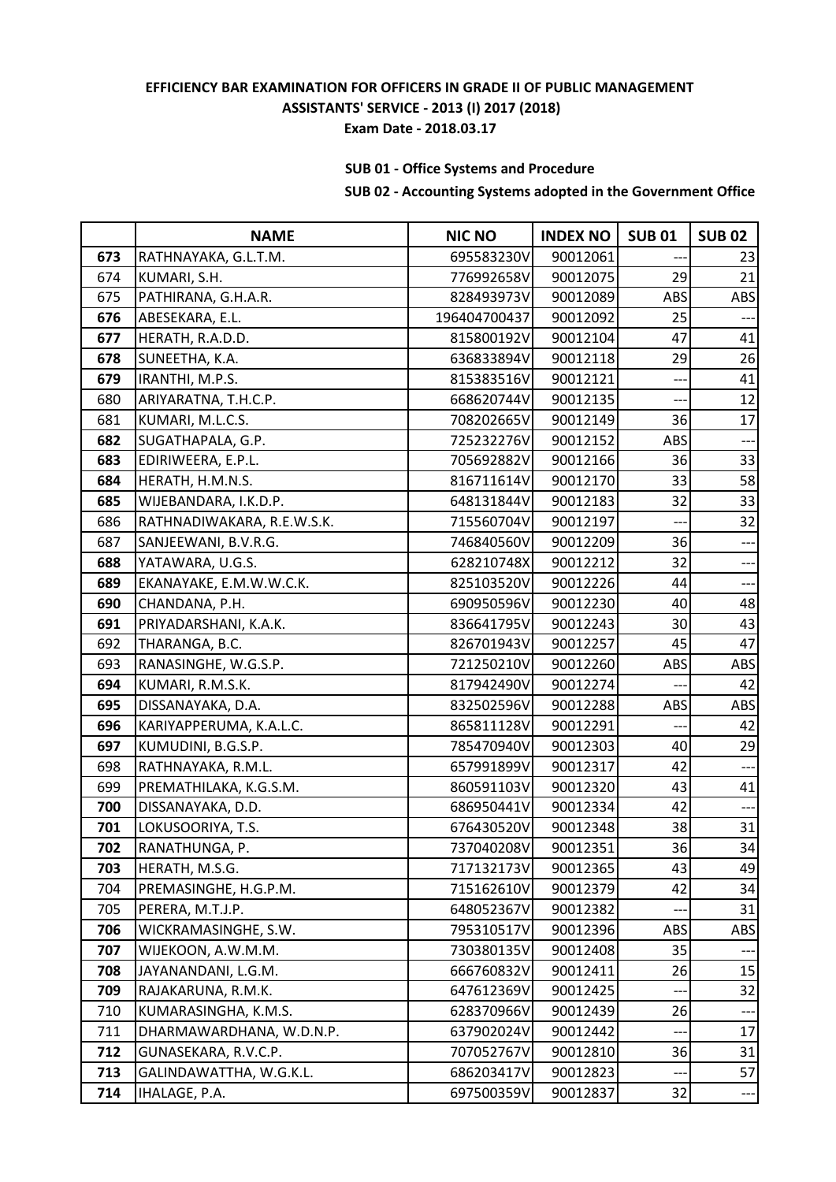**EFFICIENCY BAR EXAMINATION FOR OFFICERS IN GRADE II OF PUBLIC MANAGEMENT ASSISTANTS' SERVICE - 2013 (I) 2017 (2018)**

**Exam Date - 2018.03.17**

**SUB 01 - Office Systems and Procedure**

**SUB 02 - Accounting Systems adopted in the Government Office**

| | NAME | NIC NO | INDEX NO | SUB 01 | SUB 02 |
|---|---|---|---|---|---|
| **673** | RATHNAYAKA, G.L.T.M. | 695583230V | 90012061 | --- | 23 |
| 674 | KUMARI, S.H. | 776992658V | 90012075 | 29 | 21 |
| 675 | PATHIRANA, G.H.A.R. | 828493973V | 90012089 | ABS | ABS |
| **676** | ABESEKARA, E.L. | 196404700437 | 90012092 | 25 | --- |
| **677** | HERATH, R.A.D.D. | 815800192V | 90012104 | 47 | 41 |
| **678** | SUNEETHA, K.A. | 636833894V | 90012118 | 29 | 26 |
| **679** | IRANTHI, M.P.S. | 815383516V | 90012121 | --- | 41 |
| 680 | ARIYARATNA, T.H.C.P. | 668620744V | 90012135 | --- | 12 |
| 681 | KUMARI, M.L.C.S. | 708202665V | 90012149 | 36 | 17 |
| **682** | SUGATHAPALA, G.P. | 725232276V | 90012152 | ABS | --- |
| **683** | EDIRIWEERA, E.P.L. | 705692882V | 90012166 | 36 | 33 |
| **684** | HERATH, H.M.N.S. | 816711614V | 90012170 | 33 | 58 |
| **685** | WIJEBANDARA, I.K.D.P. | 648131844V | 90012183 | 32 | 33 |
| 686 | RATHNADIWAKARA, R.E.W.S.K. | 715560704V | 90012197 | --- | 32 |
| 687 | SANJEEWANI, B.V.R.G. | 746840560V | 90012209 | 36 | --- |
| **688** | YATAWARA, U.G.S. | 628210748X | 90012212 | 32 | --- |
| **689** | EKANAYAKE, E.M.W.W.C.K. | 825103520V | 90012226 | 44 | --- |
| **690** | CHANDANA, P.H. | 690950596V | 90012230 | 40 | 48 |
| **691** | PRIYADARSHANI, K.A.K. | 836641795V | 90012243 | 30 | 43 |
| 692 | THARANGA, B.C. | 826701943V | 90012257 | 45 | 47 |
| 693 | RANASINGHE, W.G.S.P. | 721250210V | 90012260 | ABS | ABS |
| **694** | KUMARI, R.M.S.K. | 817942490V | 90012274 | --- | 42 |
| **695** | DISSANAYAKA, D.A. | 832502596V | 90012288 | ABS | ABS |
| **696** | KARIYAPPERUMA, K.A.L.C. | 865811128V | 90012291 | --- | 42 |
| **697** | KUMUDINI, B.G.S.P. | 785470940V | 90012303 | 40 | 29 |
| 698 | RATHNAYAKA, R.M.L. | 657991899V | 90012317 | 42 | --- |
| 699 | PREMATHILAKA, K.G.S.M. | 860591103V | 90012320 | 43 | 41 |
| **700** | DISSANAYAKA, D.D. | 686950441V | 90012334 | 42 | --- |
| **701** | LOKUSOORIYA, T.S. | 676430520V | 90012348 | 38 | 31 |
| **702** | RANATHUNGA, P. | 737040208V | 90012351 | 36 | 34 |
| **703** | HERATH, M.S.G. | 717132173V | 90012365 | 43 | 49 |
| 704 | PREMASINGHE, H.G.P.M. | 715162610V | 90012379 | 42 | 34 |
| 705 | PERERA, M.T.J.P. | 648052367V | 90012382 | --- | 31 |
| **706** | WICKRAMASINGHE, S.W. | 795310517V | 90012396 | ABS | ABS |
| **707** | WIJEKOON, A.W.M.M. | 730380135V | 90012408 | 35 | --- |
| **708** | JAYANANDANI, L.G.M. | 666760832V | 90012411 | 26 | 15 |
| **709** | RAJAKARUNA, R.M.K. | 647612369V | 90012425 | --- | 32 |
| 710 | KUMARASINGHA, K.M.S. | 628370966V | 90012439 | 26 | --- |
| 711 | DHARMAWARDHANA, W.D.N.P. | 637902024V | 90012442 | --- | 17 |
| **712** | GUNASEKARA, R.V.C.P. | 707052767V | 90012810 | 36 | 31 |
| **713** | GALINDAWATTHA, W.G.K.L. | 686203417V | 90012823 | --- | 57 |
| **714** | IHALAGE, P.A. | 697500359V | 90012837 | 32 | --- |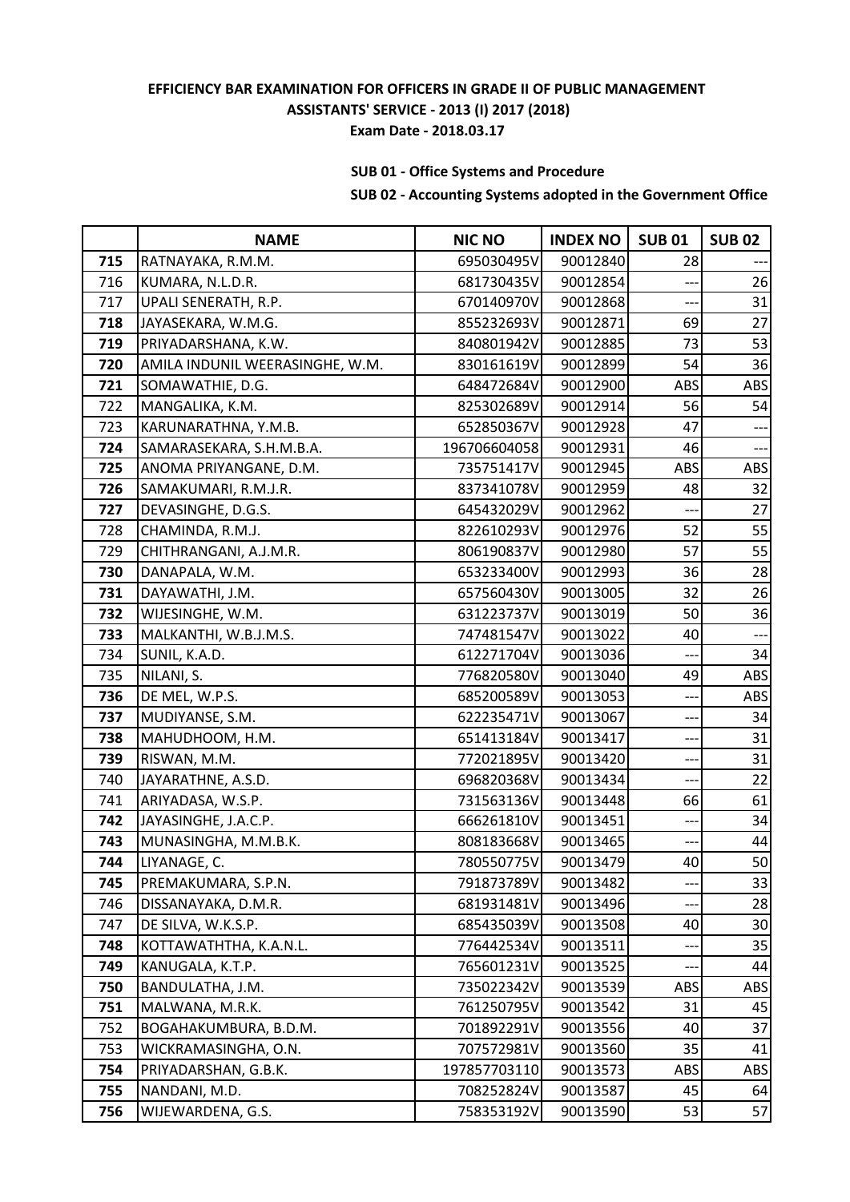**EFFICIENCY BAR EXAMINATION FOR OFFICERS IN GRADE II OF PUBLIC MANAGEMENT ASSISTANTS' SERVICE - 2013 (I) 2017 (2018)**

**Exam Date - 2018.03.17**

**SUB 01 - Office Systems and Procedure**

**SUB 02 - Accounting Systems adopted in the Government Office**

| | NAME | NIC NO | INDEX NO | SUB 01 | SUB 02 |
|---|---|---|---|---|---|
| **715** | RATNAYAKA, R.M.M. | 695030495V | 90012840 | 28 | --- |
| 716 | KUMARA, N.L.D.R. | 681730435V | 90012854 | --- | 26 |
| 717 | UPALI SENERATH, R.P. | 670140970V | 90012868 | --- | 31 |
| **718** | JAYASEKARA, W.M.G. | 855232693V | 90012871 | 69 | 27 |
| **719** | PRIYADARSHANA, K.W. | 840801942V | 90012885 | 73 | 53 |
| **720** | AMILA INDUNIL WEERASINGHE, W.M. | 830161619V | 90012899 | 54 | 36 |
| **721** | SOMAWATHIE, D.G. | 648472684V | 90012900 | ABS | ABS |
| 722 | MANGALIKA, K.M. | 825302689V | 90012914 | 56 | 54 |
| 723 | KARUNARATHNA, Y.M.B. | 652850367V | 90012928 | 47 | --- |
| **724** | SAMARASEKARA, S.H.M.B.A. | 196706604058 | 90012931 | 46 | --- |
| **725** | ANOMA PRIYANGANE, D.M. | 735751417V | 90012945 | ABS | ABS |
| **726** | SAMAKUMARI, R.M.J.R. | 837341078V | 90012959 | 48 | 32 |
| **727** | DEVASINGHE, D.G.S. | 645432029V | 90012962 | --- | 27 |
| 728 | CHAMINDA, R.M.J. | 822610293V | 90012976 | 52 | 55 |
| 729 | CHITHRANGANI, A.J.M.R. | 806190837V | 90012980 | 57 | 55 |
| **730** | DANAPALA, W.M. | 653233400V | 90012993 | 36 | 28 |
| **731** | DAYAWATHI, J.M. | 657560430V | 90013005 | 32 | 26 |
| **732** | WIJESINGHE, W.M. | 631223737V | 90013019 | 50 | 36 |
| **733** | MALKANTHI, W.B.J.M.S. | 747481547V | 90013022 | 40 | --- |
| 734 | SUNIL, K.A.D. | 612271704V | 90013036 | --- | 34 |
| 735 | NILANI, S. | 776820580V | 90013040 | 49 | ABS |
| **736** | DE MEL, W.P.S. | 685200589V | 90013053 | --- | ABS |
| **737** | MUDIYANSE, S.M. | 622235471V | 90013067 | --- | 34 |
| **738** | MAHUDHOOM, H.M. | 651413184V | 90013417 | --- | 31 |
| **739** | RISWAN, M.M. | 772021895V | 90013420 | --- | 31 |
| 740 | JAYARATHNE, A.S.D. | 696820368V | 90013434 | --- | 22 |
| 741 | ARIYADASA, W.S.P. | 731563136V | 90013448 | 66 | 61 |
| **742** | JAYASINGHE, J.A.C.P. | 666261810V | 90013451 | --- | 34 |
| **743** | MUNASINGHA, M.M.B.K. | 808183668V | 90013465 | --- | 44 |
| **744** | LIYANAGE, C. | 780550775V | 90013479 | 40 | 50 |
| **745** | PREMAKUMARA, S.P.N. | 791873789V | 90013482 | --- | 33 |
| 746 | DISSANAYAKA, D.M.R. | 681931481V | 90013496 | --- | 28 |
| 747 | DE SILVA, W.K.S.P. | 685435039V | 90013508 | 40 | 30 |
| **748** | KOTTAWATHTHA, K.A.N.L. | 776442534V | 90013511 | --- | 35 |
| **749** | KANUGALA, K.T.P. | 765601231V | 90013525 | --- | 44 |
| **750** | BANDULATHA, J.M. | 735022342V | 90013539 | ABS | ABS |
| **751** | MALWANA, M.R.K. | 761250795V | 90013542 | 31 | 45 |
| 752 | BOGAHAKUMBURA, B.D.M. | 701892291V | 90013556 | 40 | 37 |
| 753 | WICKRAMASINGHA, O.N. | 707572981V | 90013560 | 35 | 41 |
| **754** | PRIYADARSHAN, G.B.K. | 197857703110 | 90013573 | ABS | ABS |
| **755** | NANDANI, M.D. | 708252824V | 90013587 | 45 | 64 |
| **756** | WIJEWARDENA, G.S. | 758353192V | 90013590 | 53 | 57 |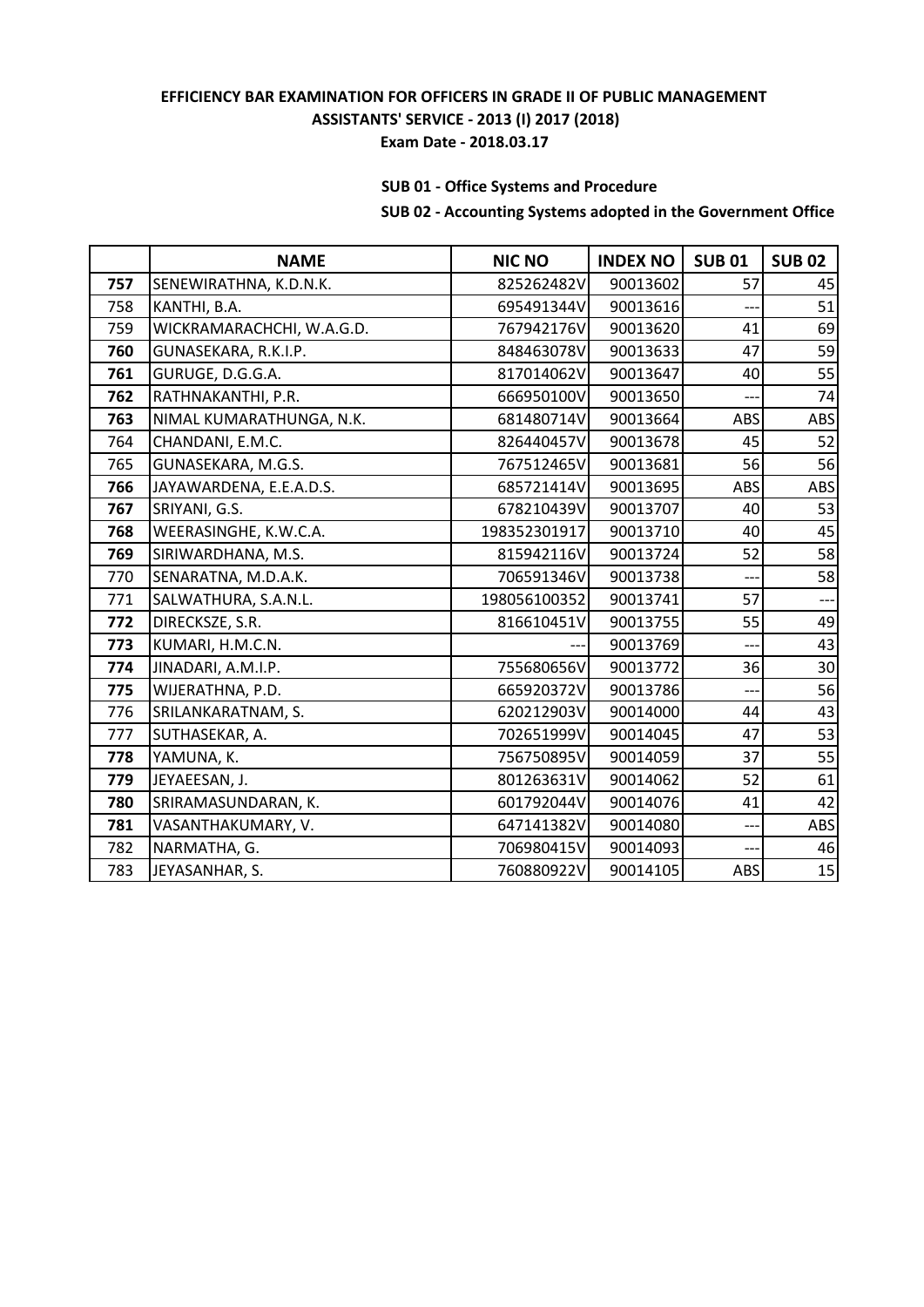**EFFICIENCY BAR EXAMINATION FOR OFFICERS IN GRADE II OF PUBLIC MANAGEMENT ASSISTANTS' SERVICE - 2013 (I) 2017 (2018)**
**Exam Date - 2018.03.17**

**SUB 01 - Office Systems and Procedure**
**SUB 02 - Accounting Systems adopted in the Government Office**

| | NAME | NIC NO | INDEX NO | SUB 01 | SUB 02 |
|---|---|---|---|---|---|
| **757** | SENEWIRATHNA, K.D.N.K. | 825262482V | 90013602 | 57 | 45 |
| 758 | KANTHI, B.A. | 695491344V | 90013616 | --- | 51 |
| 759 | WICKRAMARACHCHI, W.A.G.D. | 767942176V | 90013620 | 41 | 69 |
| **760** | GUNASEKARA, R.K.I.P. | 848463078V | 90013633 | 47 | 59 |
| **761** | GURUGE, D.G.G.A. | 817014062V | 90013647 | 40 | 55 |
| **762** | RATHNAKANTHI, P.R. | 666950100V | 90013650 | --- | 74 |
| **763** | NIMAL KUMARATHUNGA, N.K. | 681480714V | 90013664 | ABS | ABS |
| 764 | CHANDANI, E.M.C. | 826440457V | 90013678 | 45 | 52 |
| 765 | GUNASEKARA, M.G.S. | 767512465V | 90013681 | 56 | 56 |
| **766** | JAYAWARDENA, E.E.A.D.S. | 685721414V | 90013695 | ABS | ABS |
| **767** | SRIYANI, G.S. | 678210439V | 90013707 | 40 | 53 |
| **768** | WEERASINGHE, K.W.C.A. | 198352301917 | 90013710 | 40 | 45 |
| **769** | SIRIWARDHANA, M.S. | 815942116V | 90013724 | 52 | 58 |
| 770 | SENARATNA, M.D.A.K. | 706591346V | 90013738 | --- | 58 |
| 771 | SALWATHURA, S.A.N.L. | 198056100352 | 90013741 | 57 | --- |
| **772** | DIRECKSZE, S.R. | 816610451V | 90013755 | 55 | 49 |
| **773** | KUMARI, H.M.C.N. | --- | 90013769 | --- | 43 |
| **774** | JINADARI, A.M.I.P. | 755680656V | 90013772 | 36 | 30 |
| **775** | WIJERATHNA, P.D. | 665920372V | 90013786 | --- | 56 |
| 776 | SRILANKARATNAM, S. | 620212903V | 90014000 | 44 | 43 |
| 777 | SUTHASEKAR, A. | 702651999V | 90014045 | 47 | 53 |
| **778** | YAMUNA, K. | 756750895V | 90014059 | 37 | 55 |
| **779** | JEYAEESAN, J. | 801263631V | 90014062 | 52 | 61 |
| **780** | SRIRAMASUNDARAN, K. | 601792044V | 90014076 | 41 | 42 |
| **781** | VASANTHAKUMARY, V. | 647141382V | 90014080 | --- | ABS |
| 782 | NARMATHA, G. | 706980415V | 90014093 | --- | 46 |
| 783 | JEYASANHAR, S. | 760880922V | 90014105 | ABS | 15 |